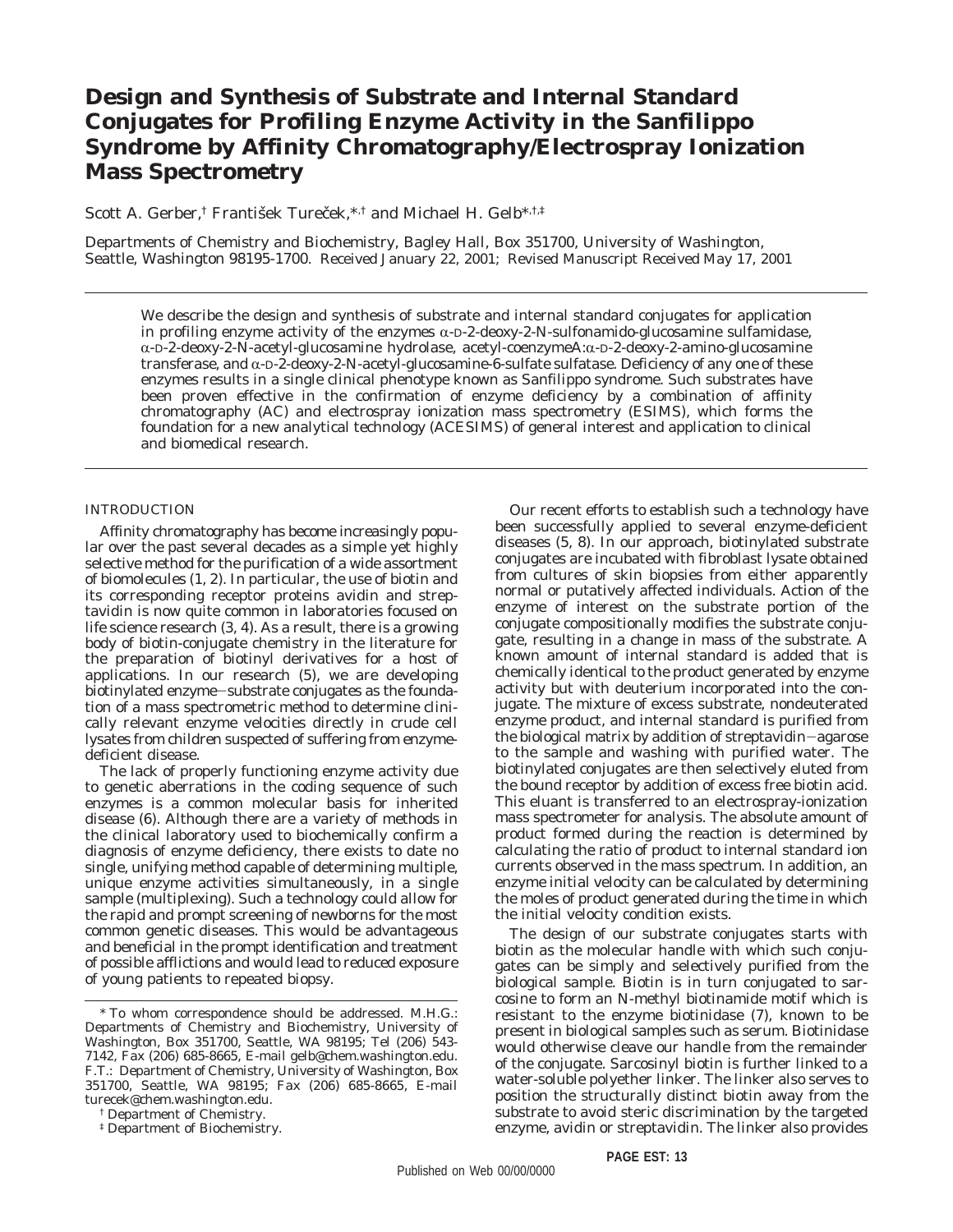# Design and Synthesis of Substrate and Internal Standard Conjugates for Profiling Enzyme Activity in the Sanfilippo Syndrome by Affinity Chromatography/Electrospray Ionization Mass Spectrometry

Scott A. Gerber,[†] František Tureček,[*,†] and Michael H. Gelb[*,†,‡]

Departments of Chemistry and Biochemistry, Bagley Hall, Box 351700, University of Washington, Seattle, Washington 98195-1700. Received January 22, 2001; Revised Manuscript Received May 17, 2001

We describe the design and synthesis of substrate and internal standard conjugates for application in profiling enzyme activity of the enzymes α-D-2-deoxy-2-N-sulfonamido-glucosamine sulfamidase, α-D-2-deoxy-2-N-acetyl-glucosamine hydrolase, acetyl-coenzymeA:α-D-2-deoxy-2-amino-glucosamine transferase, and α-D-2-deoxy-2-N-acetyl-glucosamine-6-sulfate sulfatase. Deficiency of any one of these enzymes results in a single clinical phenotype known as Sanfilippo syndrome. Such substrates have been proven effective in the confirmation of enzyme deficiency by a combination of affinity chromatography (AC) and electrospray ionization mass spectrometry (ESIMS), which forms the foundation for a new analytical technology (ACESIMS) of general interest and application to clinical and biomedical research.

## INTRODUCTION

Affinity chromatography has become increasingly popular over the past several decades as a simple yet highly selective method for the purification of a wide assortment of biomolecules (1, 2). In particular, the use of biotin and its corresponding receptor proteins avidin and streptavidin is now quite common in laboratories focused on life science research (3, 4). As a result, there is a growing body of biotin-conjugate chemistry in the literature for the preparation of biotinyl derivatives for a host of applications. In our research (5), we are developing biotinylated enzyme−substrate conjugates as the foundation of a mass spectrometric method to determine clinically relevant enzyme velocities directly in crude cell lysates from children suspected of suffering from enzyme-deficient disease.

The lack of properly functioning enzyme activity due to genetic aberrations in the coding sequence of such enzymes is a common molecular basis for inherited disease (6). Although there are a variety of methods in the clinical laboratory used to biochemically confirm a diagnosis of enzyme deficiency, there exists to date no single, unifying method capable of determining multiple, unique enzyme activities simultaneously, in a single sample (multiplexing). Such a technology could allow for the rapid and prompt screening of newborns for the most common genetic diseases. This would be advantageous and beneficial in the prompt identification and treatment of possible afflictions and would lead to reduced exposure of young patients to repeated biopsy.

Our recent efforts to establish such a technology have been successfully applied to several enzyme-deficient diseases (5, 8). In our approach, biotinylated substrate conjugates are incubated with fibroblast lysate obtained from cultures of skin biopsies from either apparently normal or putatively affected individuals. Action of the enzyme of interest on the substrate portion of the conjugate compositionally modifies the substrate conjugate, resulting in a change in mass of the substrate. A known amount of internal standard is added that is chemically identical to the product generated by enzyme activity but with deuterium incorporated into the conjugate. The mixture of excess substrate, nondeuterated enzyme product, and internal standard is purified from the biological matrix by addition of streptavidin−agarose to the sample and washing with purified water. The biotinylated conjugates are then selectively eluted from the bound receptor by addition of excess free biotin acid. This eluant is transferred to an electrospray-ionization mass spectrometer for analysis. The absolute amount of product formed during the reaction is determined by calculating the ratio of product to internal standard ion currents observed in the mass spectrum. In addition, an enzyme initial velocity can be calculated by determining the moles of product generated during the time in which the initial velocity condition exists.

The design of our substrate conjugates starts with biotin as the molecular handle with which such conjugates can be simply and selectively purified from the biological sample. Biotin is in turn conjugated to sarcosine to form an N-methyl biotinamide motif which is resistant to the enzyme biotinidase (7), known to be present in biological samples such as serum. Biotinidase would otherwise cleave our handle from the remainder of the conjugate. Sarcosinyl biotin is further linked to a water-soluble polyether linker. The linker also serves to position the structurally distinct biotin away from the substrate to avoid steric discrimination by the targeted enzyme, avidin or streptavidin. The linker also provides

\* To whom correspondence should be addressed. M.H.G.: Departments of Chemistry and Biochemistry, University of Washington, Box 351700, Seattle, WA 98195; Tel (206) 543-7142, Fax (206) 685-8665, E-mail gelb@chem.washington.edu. F.T.: Department of Chemistry, University of Washington, Box 351700, Seattle, WA 98195; Fax (206) 685-8665, E-mail turecek@chem.washington.edu.

[†] Department of Chemistry.

[‡] Department of Biochemistry.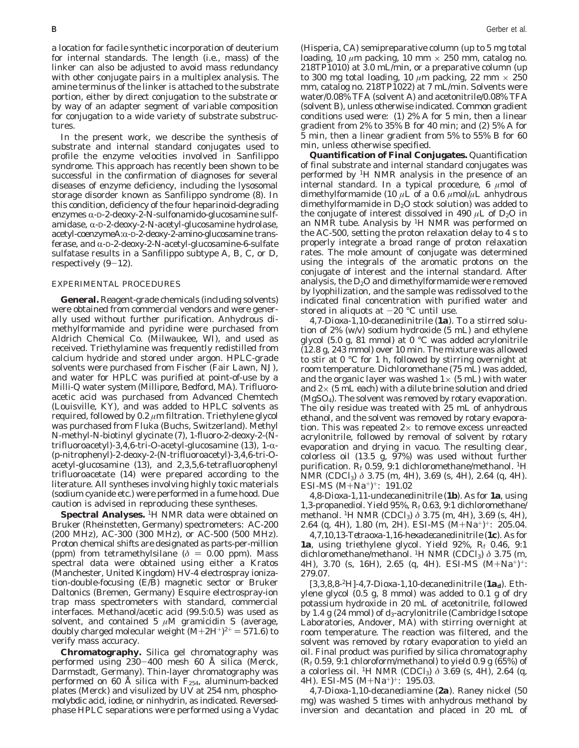a location for facile synthetic incorporation of deuterium for internal standards. The length (i.e., mass) of the linker can also be adjusted to avoid mass redundancy with other conjugate pairs in a multiplex analysis. The amine terminus of the linker is attached to the substrate portion, either by direct conjugation to the substrate or by way of an adapter segment of variable composition for conjugation to a wide variety of substrate substructures.

In the present work, we describe the synthesis of substrate and internal standard conjugates used to profile the enzyme velocities involved in Sanfilippo syndrome. This approach has recently been shown to be successful in the confirmation of diagnoses for several diseases of enzyme deficiency, including the lysosomal storage disorder known as Sanfilippo syndrome (8). In this condition, deficiency of the four heparinoid-degrading enzymes α-D-2-deoxy-2-N-sulfonamido-glucosamine sulfamidase, α-D-2-deoxy-2-N-acetyl-glucosamine hydrolase, acetyl-coenzymeA:α-D-2-deoxy-2-amino-glucosamine transferase, and α-D-2-deoxy-2-N-acetyl-glucosamine-6-sulfate sulfatase results in a Sanfilippo subtype A, B, C, or D, respectively (9−12).

## EXPERIMENTAL PROCEDURES

**General.** Reagent-grade chemicals (including solvents) were obtained from commercial vendors and were generally used without further purification. Anhydrous dimethylformamide and pyridine were purchased from Aldrich Chemical Co. (Milwaukee, WI), and used as received. Triethylamine was frequently redistilled from calcium hydride and stored under argon. HPLC-grade solvents were purchased from Fischer (Fair Lawn, NJ), and water for HPLC was purified at point-of-use by a Milli-Q water system (Millipore, Bedford, MA). Trifluoroacetic acid was purchased from Advanced Chemtech (Louisville, KY), and was added to HPLC solvents as required, followed by 0.2 μm filtration. Triethylene glycol was purchased from Fluka (Buchs, Switzerland). Methyl N-methyl-N-biotinyl glycinate (7), 1-fluoro-2-deoxy-2-(N-trifluoroacetyl)-3,4,6-tri-O-acetyl-glucosamine (13), 1-α-(p-nitrophenyl)-2-deoxy-2-(N-trifluoroacetyl)-3,4,6-tri-O-acetyl-glucosamine (13), and 2,3,5,6-tetrafluorophenyl trifluoroacetate (14) were prepared according to the literature. All syntheses involving highly toxic materials (sodium cyanide etc.) were performed in a fume hood. Due caution is advised in reproducing these syntheses.

**Spectral Analyses.** $^1$H NMR data were obtained on Bruker (Rheinstetten, Germany) spectrometers: AC-200 (200 MHz), AC-300 (300 MHz), or AC-500 (500 MHz). Proton chemical shifts are designated as parts-per-million (ppm) from tetramethylsilane ($\delta$ = 0.00 ppm). Mass spectral data were obtained using either a Kratos (Manchester, United Kingdom) HV-4 electrospray ionization-double-focusing (E/B) magnetic sector or Bruker Daltonics (Bremen, Germany) Esquire electrospray-ion trap mass spectrometers with standard, commercial interfaces. Methanol/acetic acid (99.5:0.5) was used as solvent, and contained 5 μM gramicidin S (average, doubly charged molecular weight $(M+2H^+)^{2+}$ = 571.6) to verify mass accuracy.

**Chromatography.** Silica gel chromatography was performed using 230−400 mesh 60 Å silica (Merck, Darmstadt, Germany). Thin-layer chromatography was performed on 60 Å silica with $F_{254}$, aluminum-backed plates (Merck) and visulized by UV at 254 nm, phosphomolybdic acid, iodine, or ninhydrin, as indicated. Reversed-phase HPLC separations were performed using a Vydac (Hisperia, CA) semipreparative column (up to 5 mg total loading, 10 μm packing, 10 mm × 250 mm, catalog no. 218TP1010) at 3.0 mL/min, or a preparative column (up to 300 mg total loading, 10 μm packing, 22 mm × 250 mm, catalog no. 218TP1022) at 7 mL/min. Solvents were water/0.08% TFA (solvent A) and acetonitrile/0.08% TFA (solvent B), unless otherwise indicated. Common gradient conditions used were: (1) 2% A for 5 min, then a linear gradient from 2% to 35% B for 40 min; and (2) 5% A for 5 min, then a linear gradient from 5% to 55% B for 60 min, unless otherwise specified.

**Quantification of Final Conjugates.** Quantification of final substrate and internal standard conjugates was performed by $^1$H NMR analysis in the presence of an internal standard. In a typical procedure, 6 μmol of dimethylformamide (10 μL of a 0.6 μmol/μL anhydrous dimethylformamide in $D_2O$ stock solution) was added to the conjugate of interest dissolved in 490 μL of $D_2O$ in an NMR tube. Analysis by $^1$H NMR was performed on the AC-500, setting the proton relaxation delay to 4 s to properly integrate a broad range of proton relaxation rates. The mole amount of conjugate was determined using the integrals of the aromatic protons on the conjugate of interest and the internal standard. After analysis, the $D_2O$ and dimethylformamide were removed by lyophilization, and the sample was redissolved to the indicated final concentration with purified water and stored in aliquots at −20 °C until use.

*4,7-Dioxa-1,10-decanedinitrile* (**1a**). To a stirred solution of 2% (w/v) sodium hydroxide (5 mL) and ethylene glycol (5.0 g, 81 mmol) at 0 °C was added acrylonitrile (12.8 g, 243 mmol) over 10 min. The mixture was allowed to stir at 0 °C for 1 h, followed by stirring overnight at room temperature. Dichloromethane (75 mL) was added, and the organic layer was washed 1× (5 mL) with water and 2× (5 mL each) with a dilute brine solution and dried ($MgSO_4$). The solvent was removed by rotary evaporation. The oily residue was treated with 25 mL of anhydrous ethanol, and the solvent was removed by rotary evaporation. This was repeated 2× to remove excess unreacted acrylonitrile, followed by removal of solvent by rotary evaporation and drying in vacuo. The resulting clear, colorless oil (13.5 g, 97%) was used without further purification. $R_f$ 0.59, 9:1 dichloromethane/methanol. $^1$H NMR ($CDCl_3$) $\delta$ 3.75 (m, 4H), 3.69 (s, 4H), 2.64 (q, 4H). ESI-MS $(M+Na^+)^+$: 191.02

*4,8-Dioxa-1,11-undecanedinitrile* (**1b**). As for **1a**, using 1,3-propanediol. Yield 95%, $R_f$ 0.63, 9:1 dichloromethane/methanol. $^1$H NMR ($CDCl_3$) $\delta$ 3.75 (m, 4H), 3.69 (s, 4H), 2.64 (q, 4H), 1.80 (m, 2H). ESI-MS $(M+Na^+)^+$: 205.04.

*4,7,10,13-Tetraoxa-1,16-hexadecanedinitrile* (**1c**). As for **1a**, using triethylene glycol. Yield 92%, $R_f$ 0.46, 9:1 dichloromethane/methanol. $^1$H NMR ($CDCl_3$) $\delta$ 3.75 (m, 4H), 3.70 (s, 16H), 2.65 (q, 4H). ESI-MS $(M+Na^+)^+$: 279.07.

*[3,3,8,8-$^2$H]-4,7-Dioxa-1,10-decanedinitrile* (**$1a_d$**). Ethylene glycol (0.5 g, 8 mmol) was added to 0.1 g of dry potassium hydroxide in 20 mL of acetonitrile, followed by 1.4 g (24 mmol) of $d_3$-acrylonitrile (Cambridge Isotope Laboratories, Andover, MA) with stirring overnight at room temperature. The reaction was filtered, and the solvent was removed by rotary evaporation to yield an oil. Final product was purified by silica chromatography ($R_f$ 0.59, 9:1 chloroform/methanol) to yield 0.9 g (65%) of a colorless oil. $^1$H NMR ($CDCl_3$) $\delta$ 3.69 (s, 4H), 2.64 (q, 4H). ESI-MS $(M+Na^+)^+$: 195.03.

*4,7-Dioxa-1,10-decanediamine* (**2a**). Raney nickel (50 mg) was washed 5 times with anhydrous methanol by inversion and decantation and placed in 20 mL of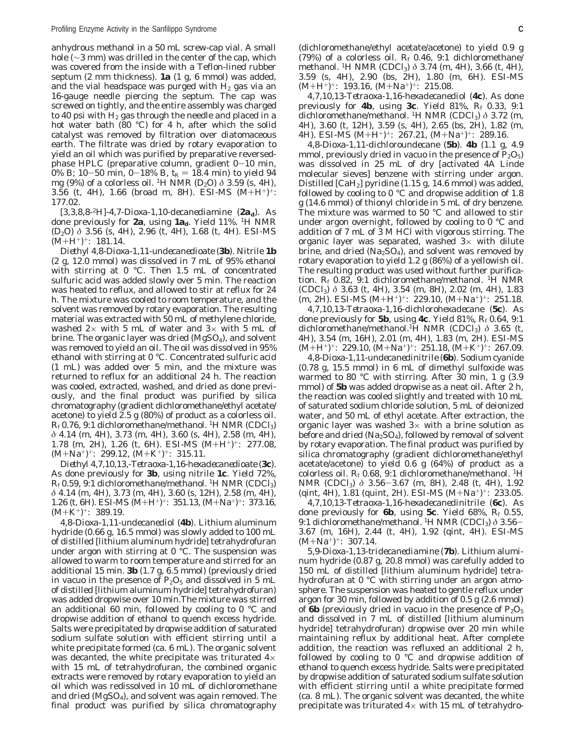anhydrous methanol in a 50 mL screw-cap vial. A small hole (~3 mm) was drilled in the center of the cap, which was covered from the inside with a Teflon-lined rubber septum (2 mm thickness). **1a** (1 g, 6 mmol) was added, and the vial headspace was purged with $H_2$ gas via an 16-gauge needle piercing the septum. The cap was screwed on tightly, and the entire assembly was charged to 40 psi with $H_2$ gas through the needle and placed in a hot water bath (80 °C) for 4 h, after which the solid catalyst was removed by filtration over diatomaceous earth. The filtrate was dried by rotary evaporation to yield an oil which was purified by preparative reversed-phase HPLC (preparative column, gradient 0–10 min, 0% B; 10–50 min, 0–18% B, $t_R$ = 18.4 min) to yield 94 mg (9%) of a colorless oil. $^1$H NMR ($D_2O$) δ 3.59 (s, 4H), 3.56 (t, 4H), 1.66 (broad m, 8H). ESI-MS $(M+H^+)^+$: 177.02.

*[3,3,8,8-$^2$H]-4,7-Dioxa-1,10-decanediamine* (**2a$_d$**). As done previously for **2a**, using **1a$_d$**. Yield 11%. $^1$H NMR ($D_2O$) δ 3.56 (s, 4H), 2.96 (t, 4H), 1.68 (t, 4H). ESI-MS $(M+H^+)^+$: 181.14.

*Diethyl 4,8-Dioxa-1,11-undecanedioate* (**3b**). Nitrile **1b** (2 g, 12.0 mmol) was dissolved in 7 mL of 95% ethanol with stirring at 0 °C. Then 1.5 mL of concentrated sulfuric acid was added slowly over 5 min. The reaction was heated to reflux, and allowed to stir at reflux for 24 h. The mixture was cooled to room temperature, and the solvent was removed by rotary evaporation. The resulting material was extracted with 50 mL of methylene chloride, washed 2× with 5 mL of water and 3× with 5 mL of brine. The organic layer was dried ($MgSO_4$), and solvent was removed to yield an oil. The oil was dissolved in 95% ethanol with stirring at 0 °C. Concentrated sulfuric acid (1 mL) was added over 5 min, and the mixture was returned to reflux for an additional 24 h. The reaction was cooled, extracted, washed, and dried as done previously, and the final product was purified by silica chromatography (gradient dichloromethane/ethyl acetate/acetone) to yield 2.5 g (80%) of product as a colorless oil. $R_f$ 0.76, 9:1 dichloromethane/methanol. $^1$H NMR ($CDCl_3$) δ 4.14 (m, 4H), 3.73 (m, 4H), 3.60 (s, 4H), 2.58 (m, 4H), 1.78 (m, 2H), 1.26 (t, 6H). ESI-MS $(M+H^+)^+$: 277.08, $(M+Na^+)^+$: 299.12, $(M+K^+)^+$: 315.11.

*Diethyl 4,7,10,13,-Tetraoxa-1,16-hexadecanedioate* (**3c**). As done previously for **3b**, using nitrile **1c**. Yield 72%, $R_f$ 0.59, 9:1 dichloromethane/methanol. $^1$H NMR ($CDCl_3$) δ 4.14 (m, 4H), 3.73 (m, 4H), 3.60 (s, 12H), 2.58 (m, 4H), 1.26 (t, 6H). ESI-MS $(M+H^+)^+$: 351.13, $(M+Na^+)^+$: 373.16, $(M+K^+)^+$: 389.19.

*4,8-Dioxa-1,11-undecanediol* (**4b**). Lithium aluminum hydride (0.66 g, 16.5 mmol) was slowly added to 100 mL of distilled [lithium aluminum hydride] tetrahydrofuran under argon with stirring at 0 °C. The suspension was allowed to warm to room temperature and stirred for an additional 15 min. **3b** (1.7 g, 6.5 mmol) (previously dried in vacuo in the presence of $P_2O_5$ and dissolved in 5 mL of distilled [lithium aluminum hydride] tetrahydrofuran) was added dropwise over 10 min. The mixture was stirred an additional 60 min, followed by cooling to 0 °C and dropwise addition of ethanol to quench excess hydride. Salts were precipitated by dropwise addition of saturated sodium sulfate solution with efficient stirring until a white precipitate formed (ca. 6 mL). The organic solvent was decanted, the white precipitate was triturated 4× with 15 mL of tetrahydrofuran, the combined organic extracts were removed by rotary evaporation to yield an oil which was redissolved in 10 mL of dichloromethane and dried ($MgSO_4$), and solvent was again removed. The final product was purified by silica chromatography (dichloromethane/ethyl acetate/acetone) to yield 0.9 g (79%) of a colorless oil. $R_f$ 0.46, 9:1 dichloromethane/methanol. $^1$H NMR ($CDCl_3$) δ 3.74 (m, 4H), 3.66 (t, 4H), 3.59 (s, 4H), 2.90 (bs, 2H), 1.80 (m, 6H). ESI-MS $(M+H^+)^+$: 193.16, $(M+Na^+)^+$: 215.08.

*4,7,10,13-Tetraoxa-1,16-hexadecanediol* (**4c**). As done previously for **4b**, using **3c**. Yield 81%, $R_f$ 0.33, 9:1 dichloromethane/methanol. $^1$H NMR ($CDCl_3$) δ 3.72 (m, 4H), 3.60 (t, 12H), 3.59 (s, 4H), 2.65 (bs, 2H), 1.82 (m, 4H). ESI-MS $(M+H^+)^+$: 267.21, $(M+Na^+)^+$: 289.16.

*4,8-Dioxa-1,11-dichloroundecane* (**5b**). **4b** (1.1 g, 4.9 mmol, previously dried in vacuo in the presence of $P_2O_5$) was dissolved in 25 mL of dry [activated 4A Linde molecular sieves] benzene with stirring under argon. Distilled [$CaH_2$] pyridine (1.15 g, 14.6 mmol) was added, followed by cooling to 0 °C and dropwise addition of 1.8 g (14.6 mmol) of thionyl chloride in 5 mL of dry benzene. The mixture was warmed to 50 °C and allowed to stir under argon overnight, followed by cooling to 0 °C and addition of 7 mL of 3 M HCl with vigorous stirring. The organic layer was separated, washed 3× with dilute brine, and dried ($Na_2SO_4$), and solvent was removed by rotary evaporation to yield 1.2 g (86%) of a yellowish oil. The resulting product was used without further purification. $R_f$ 0.82, 9:1 dichloromethane/methanol. $^1$H NMR ($CDCl_3$) δ 3.63 (t, 4H), 3.54 (m, 8H), 2.02 (m, 4H), 1.83 (m, 2H). ESI-MS $(M+H^+)^+$: 229.10, $(M+Na^+)^+$: 251.18.

*4,7,10,13-Tetraoxa-1,16-dichlorohexadecane* (**5c**). As done previously for **5b**, using **4c**. Yield 81%, $R_f$ 0.64, 9:1 dichloromethane/methanol. $^1$H NMR ($CDCl_3$) δ 3.65 (t, 4H), 3.54 (m, 16H), 2.01 (m, 4H), 1.83 (m, 2H). ESI-MS $(M+H^+)^+$: 229.10, $(M+Na^+)^+$: 251.18, $(M+K^+)^+$: 267.09.

*4,8-Dioxa-1,11-undecanedinitrile* (**6b**). Sodium cyanide (0.78 g, 15.5 mmol) in 6 mL of dimethyl sulfoxide was warmed to 80 °C with stirring. After 30 min, 1 g (3.9 mmol) of **5b** was added dropwise as a neat oil. After 2 h, the reaction was cooled slightly and treated with 10 mL of saturated sodium chloride solution, 5 mL of deionized water, and 50 mL of ethyl acetate. After extraction, the organic layer was washed 3× with a brine solution as before and dried ($Na_2SO_4$), followed by removal of solvent by rotary evaporation. The final product was purified by silica chromatography (gradient dichloromethane/ethyl acetate/acetone) to yield 0.6 g (64%) of product as a colorless oil. $R_f$ 0.68, 9:1 dichloromethane/methanol. $^1$H NMR ($CDCl_3$) δ 3.56–3.67 (m, 8H), 2.48 (t, 4H), 1.92 (qint, 4H), 1.81 (quint, 2H). ESI-MS $(M+Na^+)^+$: 233.05.

*4,7,10,13-Tetraoxa-1,16-hexadecanedinitrile* (**6c**). As done previously for **6b**, using **5c**. Yield 68%, $R_f$ 0.55, 9:1 dichloromethane/methanol. $^1$H NMR ($CDCl_3$) δ 3.56–3.67 (m, 16H), 2.44 (t, 4H), 1.92 (qint, 4H). ESI-MS $(M+Na^+)^+$: 307.14.

*5,9-Dioxa-1,13-tridecanediamine* (**7b**). Lithium aluminum hydride (0.87 g, 20.8 mmol) was carefully added to 150 mL of distilled [lithium aluminum hydride] tetrahydrofuran at 0 °C with stirring under an argon atmosphere. The suspension was heated to gentle reflux under argon for 30 min, followed by addition of 0.5 g (2.6 mmol) of **6b** (previously dried in vacuo in the presence of $P_2O_5$ and dissolved in 7 mL of distilled [lithium aluminum hydride] tetrahydrofuran) dropwise over 20 min while maintaining reflux by additional heat. After complete addition, the reaction was refluxed an additional 2 h, followed by cooling to 0 °C and dropwise addition of ethanol to quench excess hydride. Salts were precipitated by dropwise addition of saturated sodium sulfate solution with efficient stirring until a white precipitate formed (ca. 8 mL). The organic solvent was decanted, the white precipitate was triturated 4× with 15 mL of tetrahydro-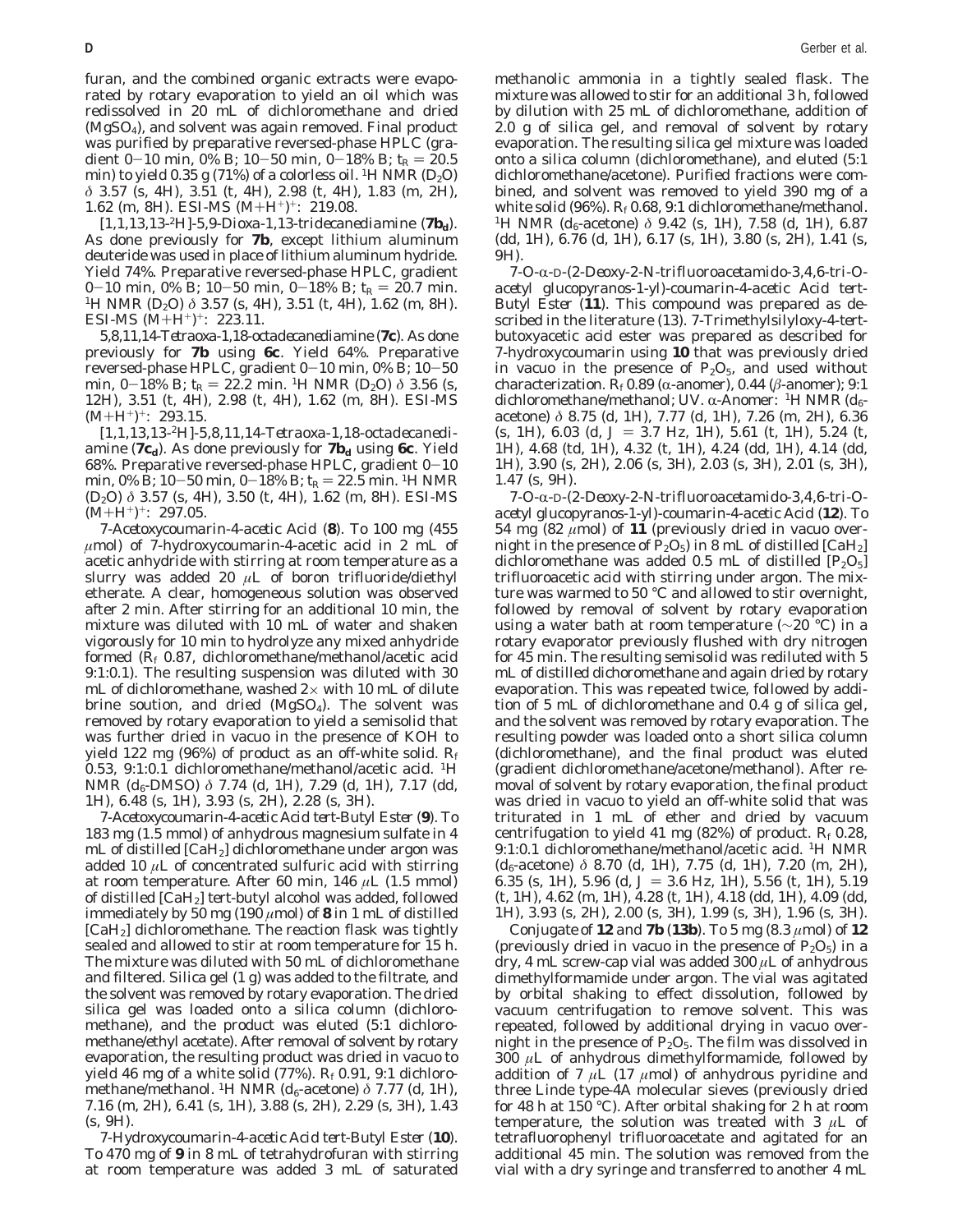furan, and the combined organic extracts were evaporated by rotary evaporation to yield an oil which was redissolved in 20 mL of dichloromethane and dried ($MgSO_4$), and solvent was again removed. Final product was purified by preparative reversed-phase HPLC (gradient 0–10 min, 0% B; 10–50 min, 0–18% B; $t_R$ = 20.5 min) to yield 0.35 g (71%) of a colorless oil. $^1$H NMR ($D_2O$) δ 3.57 (s, 4H), 3.51 (t, 4H), 2.98 (t, 4H), 1.83 (m, 2H), 1.62 (m, 8H). ESI-MS $(M+H^+)^+$: 219.08.

*[1,1,13,13-$^2$H]-5,9-Dioxa-1,13-tridecanediamine* (**7b$_d$**). As done previously for **7b**, except lithium aluminum deuteride was used in place of lithium aluminum hydride. Yield 74%. Preparative reversed-phase HPLC, gradient 0–10 min, 0% B; 10–50 min, 0–18% B; $t_R$ = 20.7 min. $^1$H NMR ($D_2O$) δ 3.57 (s, 4H), 3.51 (t, 4H), 1.62 (m, 8H). ESI-MS $(M+H^+)^+$: 223.11.

*5,8,11,14-Tetraoxa-1,18-octadecanediamine* (**7c**). As done previously for **7b** using **6c**. Yield 64%. Preparative reversed-phase HPLC, gradient 0–10 min, 0% B; 10–50 min, 0–18% B; $t_R$ = 22.2 min. $^1$H NMR ($D_2O$) δ 3.56 (s, 12H), 3.51 (t, 4H), 2.98 (t, 4H), 1.62 (m, 8H). ESI-MS $(M+H^+)^+$: 293.15.

*[1,1,13,13-$^2$H]-5,8,11,14-Tetraoxa-1,18-octadecanediamine* (**7c$_d$**). As done previously for **7b$_d$** using **6c**. Yield 68%. Preparative reversed-phase HPLC, gradient 0–10 min, 0% B; 10–50 min, 0–18% B; $t_R$ = 22.5 min. $^1$H NMR ($D_2O$) δ 3.57 (s, 4H), 3.50 (t, 4H), 1.62 (m, 8H). ESI-MS $(M+H^+)^+$: 297.05.

*7-Acetoxycoumarin-4-acetic Acid* (**8**). To 100 mg (455 μmol) of 7-hydroxycoumarin-4-acetic acid in 2 mL of acetic anhydride with stirring at room temperature as a slurry was added 20 μL of boron trifluoride/diethyl etherate. A clear, homogeneous solution was observed after 2 min. After stirring for an additional 10 min, the mixture was diluted with 10 mL of water and shaken vigorously for 10 min to hydrolyze any mixed anhydride formed ($R_f$ 0.87, dichloromethane/methanol/acetic acid 9:1:0.1). The resulting suspension was diluted with 30 mL of dichloromethane, washed 2× with 10 mL of dilute brine soution, and dried ($MgSO_4$). The solvent was removed by rotary evaporation to yield a semisolid that was further dried in vacuo in the presence of KOH to yield 122 mg (96%) of product as an off-white solid. $R_f$ 0.53, 9:1:0.1 dichloromethane/methanol/acetic acid. $^1$H NMR ($d_6$-DMSO) δ 7.74 (d, 1H), 7.29 (d, 1H), 7.17 (dd, 1H), 6.48 (s, 1H), 3.93 (s, 2H), 2.28 (s, 3H).

*7-Acetoxycoumarin-4-acetic Acid tert-Butyl Ester* (**9**). To 183 mg (1.5 mmol) of anhydrous magnesium sulfate in 4 mL of distilled [$CaH_2$] dichloromethane under argon was added 10 μL of concentrated sulfuric acid with stirring at room temperature. After 60 min, 146 μL (1.5 mmol) of distilled [$CaH_2$] *tert*-butyl alcohol was added, followed immediately by 50 mg (190 μmol) of **8** in 1 mL of distilled [$CaH_2$] dichloromethane. The reaction flask was tightly sealed and allowed to stir at room temperature for 15 h. The mixture was diluted with 50 mL of dichloromethane and filtered. Silica gel (1 g) was added to the filtrate, and the solvent was removed by rotary evaporation. The dried silica gel was loaded onto a silica column (dichloromethane), and the product was eluted (5:1 dichloromethane/ethyl acetate). After removal of solvent by rotary evaporation, the resulting product was dried in vacuo to yield 46 mg of a white solid (77%). $R_f$ 0.91, 9:1 dichloromethane/methanol. $^1$H NMR ($d_6$-acetone) δ 7.77 (d, 1H), 7.16 (m, 2H), 6.41 (s, 1H), 3.88 (s, 2H), 2.29 (s, 3H), 1.43 (s, 9H).

*7-Hydroxycoumarin-4-acetic Acid tert-Butyl Ester* (**10**). To 470 mg of **9** in 8 mL of tetrahydrofuran with stirring at room temperature was added 3 mL of saturated methanolic ammonia in a tightly sealed flask. The mixture was allowed to stir for an additional 3 h, followed by dilution with 25 mL of dichloromethane, addition of 2.0 g of silica gel, and removal of solvent by rotary evaporation. The resulting silica gel mixture was loaded onto a silica column (dichloromethane), and eluted (5:1 dichloromethane/acetone). Purified fractions were combined, and solvent was removed to yield 390 mg of a white solid (96%). $R_f$ 0.68, 9:1 dichloromethane/methanol. $^1$H NMR ($d_6$-acetone) δ 9.42 (s, 1H), 7.58 (d, 1H), 6.87 (dd, 1H), 6.76 (d, 1H), 6.17 (s, 1H), 3.80 (s, 2H), 1.41 (s, 9H).

*7-O-α-D-(2-Deoxy-2-N-trifluoroacetamido-3,4,6-tri-O-acetyl glucopyranos-1-yl)-coumarin-4-acetic Acid tert-Butyl Ester* (**11**). This compound was prepared as described in the literature (13). 7-Trimethylsilyloxy-4-*tert*-butoxyacetic acid ester was prepared as described for 7-hydroxycoumarin using **10** that was previously dried in vacuo in the presence of $P_2O_5$, and used without characterization. $R_f$ 0.89 (α-anomer), 0.44 (β-anomer); 9:1 dichloromethane/methanol; UV. α-Anomer: $^1$H NMR ($d_6$-acetone) δ 8.75 (d, 1H), 7.77 (d, 1H), 7.26 (m, 2H), 6.36 (s, 1H), 6.03 (d, *J* = 3.7 Hz, 1H), 5.61 (t, 1H), 5.24 (t, 1H), 4.68 (td, 1H), 4.32 (t, 1H), 4.24 (dd, 1H), 4.14 (dd, 1H), 3.90 (s, 2H), 2.06 (s, 3H), 2.03 (s, 3H), 2.01 (s, 3H), 1.47 (s, 9H).

*7-O-α-D-(2-Deoxy-2-N-trifluoroacetamido-3,4,6-tri-O-acetyl glucopyranos-1-yl)-coumarin-4-acetic Acid* (**12**). To 54 mg (82 μmol) of **11** (previously dried in vacuo overnight in the presence of $P_2O_5$) in 8 mL of distilled [$CaH_2$] dichloromethane was added 0.5 mL of distilled [$P_2O_5$] trifluoroacetic acid with stirring under argon. The mixture was warmed to 50 °C and allowed to stir overnight, followed by removal of solvent by rotary evaporation using a water bath at room temperature (~20 °C) in a rotary evaporator previously flushed with dry nitrogen for 45 min. The resulting semisolid was rediluted with 5 mL of distilled dichoromethane and again dried by rotary evaporation. This was repeated twice, followed by addition of 5 mL of dichloromethane and 0.4 g of silica gel, and the solvent was removed by rotary evaporation. The resulting powder was loaded onto a short silica column (dichloromethane), and the final product was eluted (gradient dichloromethane/acetone/methanol). After removal of solvent by rotary evaporation, the final product was dried in vacuo to yield an off-white solid that was triturated in 1 mL of ether and dried by vacuum centrifugation to yield 41 mg (82%) of product. $R_f$ 0.28, 9:1:0.1 dichloromethane/methanol/acetic acid. $^1$H NMR ($d_6$-acetone) δ 8.70 (d, 1H), 7.75 (d, 1H), 7.20 (m, 2H), 6.35 (s, 1H), 5.96 (d, *J* = 3.6 Hz, 1H), 5.56 (t, 1H), 5.19 (t, 1H), 4.62 (m, 1H), 4.28 (t, 1H), 4.18 (dd, 1H), 4.09 (dd, 1H), 3.93 (s, 2H), 2.00 (s, 3H), 1.99 (s, 3H), 1.96 (s, 3H).

*Conjugate of **12** and **7b** (**13b**)*. To 5 mg (8.3 μmol) of **12** (previously dried in vacuo in the presence of $P_2O_5$) in a dry, 4 mL screw-cap vial was added 300 μL of anhydrous dimethylformamide under argon. The vial was agitated by orbital shaking to effect dissolution, followed by vacuum centrifugation to remove solvent. This was repeated, followed by additional drying in vacuo overnight in the presence of $P_2O_5$. The film was dissolved in 300 μL of anhydrous dimethylformamide, followed by addition of 7 μL (17 μmol) of anhydrous pyridine and three Linde type-4A molecular sieves (previously dried for 48 h at 150 °C). After orbital shaking for 2 h at room temperature, the solution was treated with 3 μL of tetrafluorophenyl trifluoroacetate and agitated for an additional 45 min. The solution was removed from the vial with a dry syringe and transferred to another 4 mL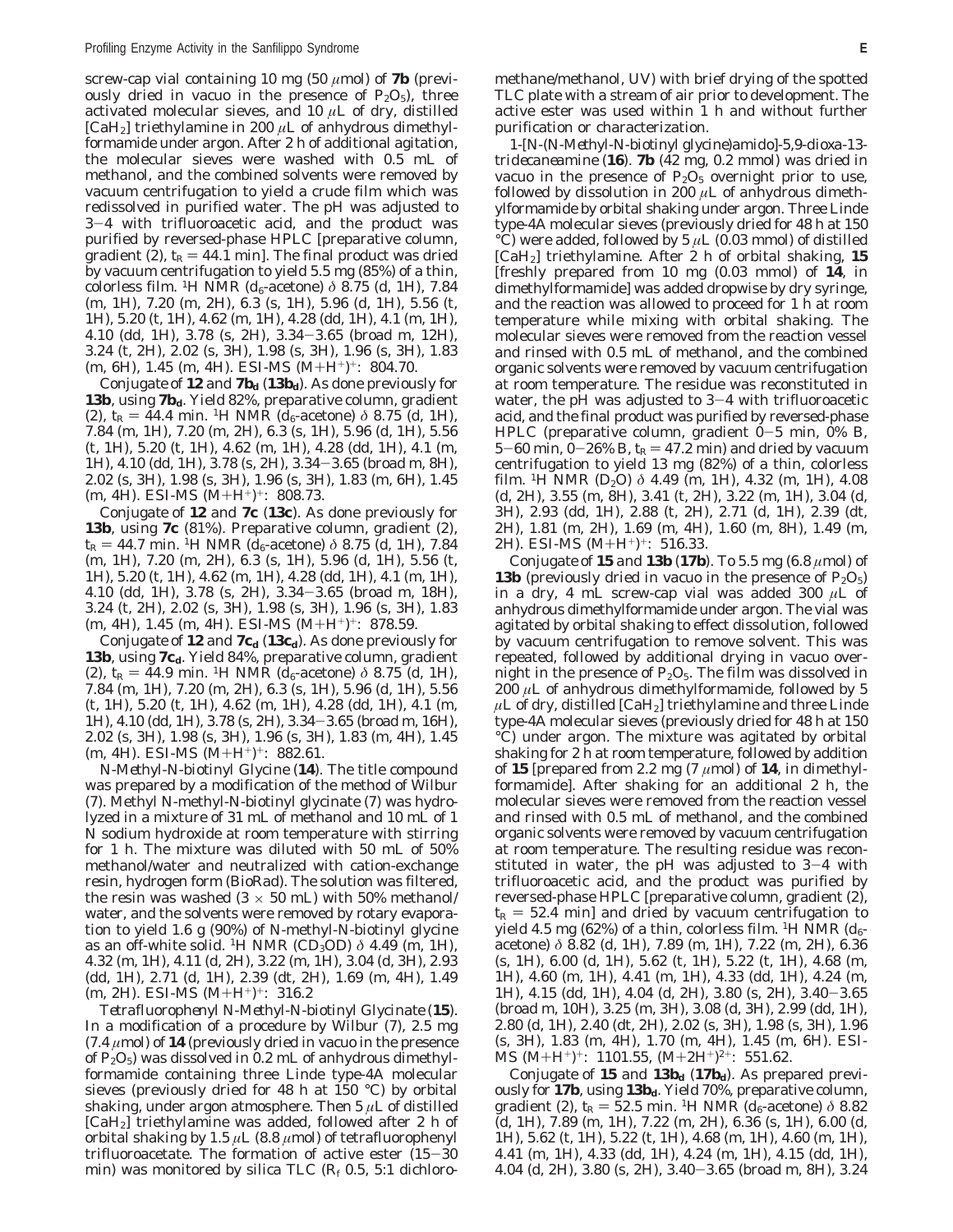screw-cap vial containing 10 mg (50 μmol) of **7b** (previously dried in vacuo in the presence of $P_2O_5$), three activated molecular sieves, and 10 μL of dry, distilled [$CaH_2$] triethylamine in 200 μL of anhydrous dimethylformamide under argon. After 2 h of additional agitation, the molecular sieves were washed with 0.5 mL of methanol, and the combined solvents were removed by vacuum centrifugation to yield a crude film which was redissolved in purified water. The pH was adjusted to 3−4 with trifluoroacetic acid, and the product was purified by reversed-phase HPLC [preparative column, gradient (2), $t_R$ = 44.1 min]. The final product was dried by vacuum centrifugation to yield 5.5 mg (85%) of a thin, colorless film. $^1$H NMR ($d_6$-acetone) δ 8.75 (d, 1H), 7.84 (m, 1H), 7.20 (m, 2H), 6.3 (s, 1H), 5.96 (d, 1H), 5.56 (t, 1H), 5.20 (t, 1H), 4.62 (m, 1H), 4.28 (dd, 1H), 4.1 (m, 1H), 4.10 (dd, 1H), 3.78 (s, 2H), 3.34−3.65 (broad m, 12H), 3.24 (t, 2H), 2.02 (s, 3H), 1.98 (s, 3H), 1.96 (s, 3H), 1.83 (m, 6H), 1.45 (m, 4H). ESI-MS $(M+H^+)^+$: 804.70.

*Conjugate of* **12** *and* **7b$_d$** (**13b$_d$**). As done previously for **13b**, using **7b$_d$**. Yield 82%, preparative column, gradient (2), $t_R$ = 44.4 min. $^1$H NMR ($d_6$-acetone) δ 8.75 (d, 1H), 7.84 (m, 1H), 7.20 (m, 2H), 6.3 (s, 1H), 5.96 (d, 1H), 5.56 (t, 1H), 5.20 (t, 1H), 4.62 (m, 1H), 4.28 (dd, 1H), 4.1 (m, 1H), 4.10 (dd, 1H), 3.78 (s, 2H), 3.34−3.65 (broad m, 8H), 2.02 (s, 3H), 1.98 (s, 3H), 1.96 (s, 3H), 1.83 (m, 6H), 1.45 (m, 4H). ESI-MS $(M+H^+)^+$: 808.73.

*Conjugate of* **12** *and* **7c** (**13c**). As done previously for **13b**, using **7c** (81%). Preparative column, gradient (2), $t_R$ = 44.7 min. $^1$H NMR ($d_6$-acetone) δ 8.75 (d, 1H), 7.84 (m, 1H), 7.20 (m, 2H), 6.3 (s, 1H), 5.96 (d, 1H), 5.56 (t, 1H), 5.20 (t, 1H), 4.62 (m, 1H), 4.28 (dd, 1H), 4.1 (m, 1H), 4.10 (dd, 1H), 3.78 (s, 2H), 3.34−3.65 (broad m, 18H), 3.24 (t, 2H), 2.02 (s, 3H), 1.98 (s, 3H), 1.96 (s, 3H), 1.83 (m, 4H), 1.45 (m, 4H). ESI-MS $(M+H^+)^+$: 878.59.

*Conjugate of* **12** *and* **7c$_d$** (**13c$_d$**). As done previously for **13b**, using **7c$_d$**. Yield 84%, preparative column, gradient (2), $t_R$ = 44.9 min. $^1$H NMR ($d_6$-acetone) δ 8.75 (d, 1H), 7.84 (m, 1H), 7.20 (m, 2H), 6.3 (s, 1H), 5.96 (d, 1H), 5.56 (t, 1H), 5.20 (t, 1H), 4.62 (m, 1H), 4.28 (dd, 1H), 4.1 (m, 1H), 4.10 (dd, 1H), 3.78 (s, 2H), 3.34−3.65 (broad m, 16H), 2.02 (s, 3H), 1.98 (s, 3H), 1.96 (s, 3H), 1.83 (m, 4H), 1.45 (m, 4H). ESI-MS $(M+H^+)^+$: 882.61.

*N-Methyl-N-biotinyl Glycine* (**14**). The title compound was prepared by a modification of the method of Wilbur (7). Methyl *N*-methyl-*N*-biotinyl glycinate (7) was hydrolyzed in a mixture of 31 mL of methanol and 10 mL of 1 N sodium hydroxide at room temperature with stirring for 1 h. The mixture was diluted with 50 mL of 50% methanol/water and neutralized with cation-exchange resin, hydrogen form (BioRad). The solution was filtered, the resin was washed (3 × 50 mL) with 50% methanol/water, and the solvents were removed by rotary evaporation to yield 1.6 g (90%) of *N*-methyl-*N*-biotinyl glycine as an off-white solid. $^1$H NMR ($CD_3OD$) δ 4.49 (m, 1H), 4.32 (m, 1H), 4.11 (d, 2H), 3.22 (m, 1H), 3.04 (d, 3H), 2.93 (dd, 1H), 2.71 (d, 1H), 2.39 (dt, 2H), 1.69 (m, 4H), 1.49 (m, 2H). ESI-MS $(M+H^+)^+$: 316.2

*Tetrafluorophenyl N-Methyl-N-biotinyl Glycinate* (**15**). In a modification of a procedure by Wilbur (7), 2.5 mg (7.4 μmol) of **14** (previously dried in vacuo in the presence of $P_2O_5$) was dissolved in 0.2 mL of anhydrous dimethylformamide containing three Linde type-4A molecular sieves (previously dried for 48 h at 150 °C) by orbital shaking, under argon atmosphere. Then 5 μL of distilled [$CaH_2$] triethylamine was added, followed after 2 h of orbital shaking by 1.5 μL (8.8 μmol) of tetrafluorophenyl trifluoroacetate. The formation of active ester (15−30 min) was monitored by silica TLC ($R_f$ 0.5, 5:1 dichloromethane/methanol, UV) with brief drying of the spotted TLC plate with a stream of air prior to development. The active ester was used within 1 h and without further purification or characterization.

*1-[N-(N-Methyl-N-biotinyl glycine)amido]-5,9-dioxa-13-tridecaneamine* (**16**). **7b** (42 mg, 0.2 mmol) was dried in vacuo in the presence of $P_2O_5$ overnight prior to use, followed by dissolution in 200 μL of anhydrous dimethylformamide by orbital shaking under argon. Three Linde type-4A molecular sieves (previously dried for 48 h at 150 °C) were added, followed by 5 μL (0.03 mmol) of distilled [$CaH_2$] triethylamine. After 2 h of orbital shaking, **15** [freshly prepared from 10 mg (0.03 mmol) of **14**, in dimethylformamide] was added dropwise by dry syringe, and the reaction was allowed to proceed for 1 h at room temperature while mixing with orbital shaking. The molecular sieves were removed from the reaction vessel and rinsed with 0.5 mL of methanol, and the combined organic solvents were removed by vacuum centrifugation at room temperature. The residue was reconstituted in water, the pH was adjusted to 3−4 with trifluoroacetic acid, and the final product was purified by reversed-phase HPLC (preparative column, gradient 0−5 min, 0% B, 5−60 min, 0−26% B, $t_R$ = 47.2 min) and dried by vacuum centrifugation to yield 13 mg (82%) of a thin, colorless film. $^1$H NMR ($D_2O$) δ 4.49 (m, 1H), 4.32 (m, 1H), 4.08 (d, 2H), 3.55 (m, 8H), 3.41 (t, 2H), 3.22 (m, 1H), 3.04 (d, 3H), 2.93 (dd, 1H), 2.88 (t, 2H), 2.71 (d, 1H), 2.39 (dt, 2H), 1.81 (m, 2H), 1.69 (m, 4H), 1.60 (m, 8H), 1.49 (m, 2H). ESI-MS $(M+H^+)^+$: 516.33.

*Conjugate of* **15** *and* **13b** (**17b**). To 5.5 mg (6.8 μmol) of **13b** (previously dried in vacuo in the presence of $P_2O_5$) in a dry, 4 mL screw-cap vial was added 300 μL of anhydrous dimethylformamide under argon. The vial was agitated by orbital shaking to effect dissolution, followed by vacuum centrifugation to remove solvent. This was repeated, followed by additional drying in vacuo overnight in the presence of $P_2O_5$. The film was dissolved in 200 μL of anhydrous dimethylformamide, followed by 5 μL of dry, distilled [$CaH_2$] triethylamine and three Linde type-4A molecular sieves (previously dried for 48 h at 150 °C) under argon. The mixture was agitated by orbital shaking for 2 h at room temperature, followed by addition of **15** [prepared from 2.2 mg (7 μmol) of **14**, in dimethylformamide]. After shaking for an additional 2 h, the molecular sieves were removed from the reaction vessel and rinsed with 0.5 mL of methanol, and the combined organic solvents were removed by vacuum centrifugation at room temperature. The resulting residue was reconstituted in water, the pH was adjusted to 3−4 with trifluoroacetic acid, and the product was purified by reversed-phase HPLC [preparative column, gradient (2), $t_R$ = 52.4 min] and dried by vacuum centrifugation to yield 4.5 mg (62%) of a thin, colorless film. $^1$H NMR ($d_6$-acetone) δ 8.82 (d, 1H), 7.89 (m, 1H), 7.22 (m, 2H), 6.36 (s, 1H), 6.00 (d, 1H), 5.62 (t, 1H), 5.22 (t, 1H), 4.68 (m, 1H), 4.60 (m, 1H), 4.41 (m, 1H), 4.33 (dd, 1H), 4.24 (m, 1H), 4.15 (dd, 1H), 4.04 (d, 2H), 3.80 (s, 2H), 3.40−3.65 (broad m, 10H), 3.25 (m, 3H), 3.08 (d, 3H), 2.99 (dd, 1H), 2.80 (d, 1H), 2.40 (dt, 2H), 2.02 (s, 3H), 1.98 (s, 3H), 1.96 (s, 3H), 1.83 (m, 4H), 1.70 (m, 4H), 1.45 (m, 6H). ESI-MS $(M+H^+)^+$: 1101.55, $(M+2H^+)^{2+}$: 551.62.

*Conjugate of* **15** *and* **13b$_d$** (**17b$_d$**). As prepared previously for **17b**, using **13b$_d$**. Yield 70%, preparative column, gradient (2), $t_R$ = 52.5 min. $^1$H NMR ($d_6$-acetone) δ 8.82 (d, 1H), 7.89 (m, 1H), 7.22 (m, 2H), 6.36 (s, 1H), 6.00 (d, 1H), 5.62 (t, 1H), 5.22 (t, 1H), 4.68 (m, 1H), 4.60 (m, 1H), 4.41 (m, 1H), 4.33 (dd, 1H), 4.24 (m, 1H), 4.15 (dd, 1H), 4.04 (d, 2H), 3.80 (s, 2H), 3.40−3.65 (broad m, 8H), 3.24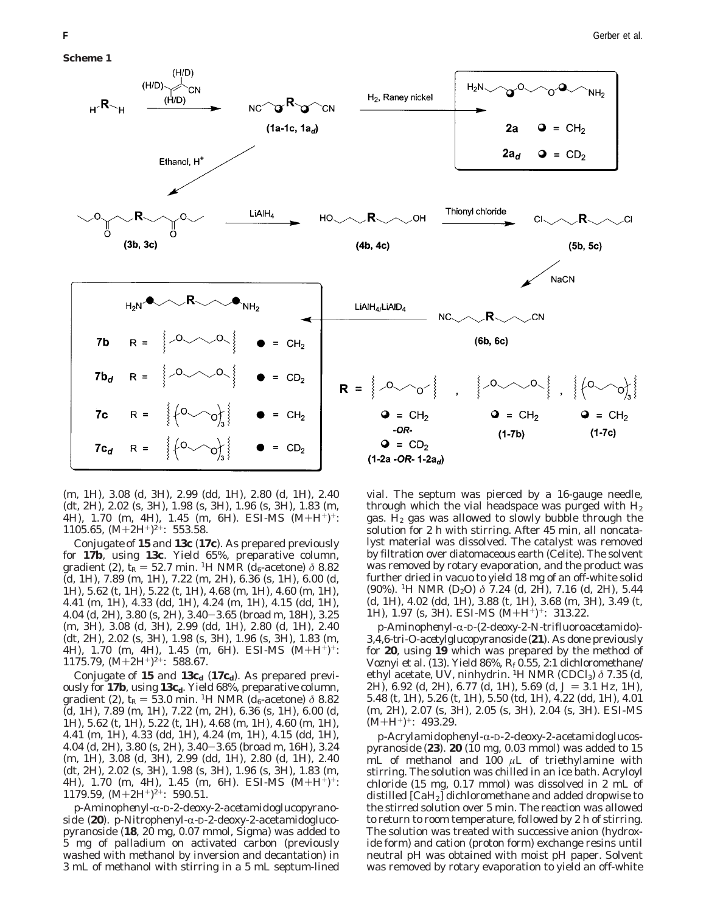**Scheme 1**

(m, 1H), 3.08 (d, 3H), 2.99 (dd, 1H), 2.80 (d, 1H), 2.40 (dt, 2H), 2.02 (s, 3H), 1.98 (s, 3H), 1.96 (s, 3H), 1.83 (m, 4H), 1.70 (m, 4H), 1.45 (m, 6H). ESI-MS $(M+H^+)^+$: 1105.65, $(M+2H^+)^{2+}$: 553.58.

*Conjugate of* **15** *and* **13c** (**17c**). As prepared previously for **17b**, using **13c**. Yield 65%, preparative column, gradient (2), $t_R$ = 52.7 min. $^1$H NMR ($d_6$-acetone) $\delta$ 8.82 (d, 1H), 7.89 (m, 1H), 7.22 (m, 2H), 6.36 (s, 1H), 6.00 (d, 1H), 5.62 (t, 1H), 5.22 (t, 1H), 4.68 (m, 1H), 4.60 (m, 1H), 4.41 (m, 1H), 4.33 (dd, 1H), 4.24 (m, 1H), 4.15 (dd, 1H), 4.04 (d, 2H), 3.80 (s, 2H), 3.40–3.65 (broad m, 18H), 3.25 (m, 3H), 3.08 (d, 3H), 2.99 (dd, 1H), 2.80 (d, 1H), 2.40 (dt, 2H), 2.02 (s, 3H), 1.98 (s, 3H), 1.96 (s, 3H), 1.83 (m, 4H), 1.70 (m, 4H), 1.45 (m, 6H). ESI-MS $(M+H^+)^+$: 1175.79, $(M+2H^+)^{2+}$: 588.67.

*Conjugate of* **15** *and* **13c$_d$** (**17c$_d$**). As prepared previously for **17b**, using **13c$_d$**. Yield 68%, preparative column, gradient (2), $t_R$ = 53.0 min. $^1$H NMR ($d_6$-acetone) $\delta$ 8.82 (d, 1H), 7.89 (m, 1H), 7.22 (m, 2H), 6.36 (s, 1H), 6.00 (d, 1H), 5.62 (t, 1H), 5.22 (t, 1H), 4.68 (m, 1H), 4.60 (m, 1H), 4.41 (m, 1H), 4.33 (dd, 1H), 4.24 (m, 1H), 4.15 (dd, 1H), 4.04 (d, 2H), 3.80 (s, 2H), 3.40–3.65 (broad m, 16H), 3.24 (m, 1H), 3.08 (d, 3H), 2.99 (dd, 1H), 2.80 (d, 1H), 2.40 (dt, 2H), 2.02 (s, 3H), 1.98 (s, 3H), 1.96 (s, 3H), 1.83 (m, 4H), 1.70 (m, 4H), 1.45 (m, 6H). ESI-MS $(M+H^+)^+$: 1179.59, $(M+2H^+)^{2+}$: 590.51.

*p-Aminophenyl-α-D-2-deoxy-2-acetamidoglucopyranoside* (**20**). *p*-Nitrophenyl-α-D-2-deoxy-2-acetamidoglucopyranoside (**18**, 20 mg, 0.07 mmol, Sigma) was added to 5 mg of palladium on activated carbon (previously washed with methanol by inversion and decantation) in 3 mL of methanol with stirring in a 5 mL septum-lined vial. The septum was pierced by a 16-gauge needle, through which the vial headspace was purged with $H_2$ gas. $H_2$ gas was allowed to slowly bubble through the solution for 2 h with stirring. After 45 min, all noncatalyst material was dissolved. The catalyst was removed by filtration over diatomaceous earth (Celite). The solvent was removed by rotary evaporation, and the product was further dried in vacuo to yield 18 mg of an off-white solid (90%). $^1$H NMR ($D_2O$) $\delta$ 7.24 (d, 2H), 7.16 (d, 2H), 5.44 (d, 1H), 4.02 (dd, 1H), 3.88 (t, 1H), 3.68 (m, 3H), 3.49 (t, 1H), 1.97 (s, 3H). ESI-MS $(M+H^+)^+$: 313.22.

*p-Aminophenyl-α-D-(2-deoxy-2-N-trifluoroacetamido)-3,4,6-tri-O-acetylglucopyranoside* (**21**). As done previously for **20**, using **19** which was prepared by the method of Voznyi et al. (13). Yield 86%, $R_f$ 0.55, 2:1 dichloromethane/ethyl acetate, UV, ninhydrin. $^1$H NMR ($CDCl_3$) $\delta$ 7.35 (d, 2H), 6.92 (d, 2H), 6.77 (d, 1H), 5.69 (d, J = 3.1 Hz, 1H), 5.48 (t, 1H), 5.26 (t, 1H), 5.50 (td, 1H), 4.22 (dd, 1H), 4.01 (m, 2H), 2.07 (s, 3H), 2.05 (s, 3H), 2.04 (s, 3H). ESI-MS $(M+H^+)^+$: 493.29.

*p-Acrylamidophenyl-α-D-2-deoxy-2-acetamidoglucospyranoside* (**23**). **20** (10 mg, 0.03 mmol) was added to 15 mL of methanol and 100 μL of triethylamine with stirring. The solution was chilled in an ice bath. Acryloyl chloride (15 mg, 0.17 mmol) was dissolved in 2 mL of distilled [$CaH_2$] dichloromethane and added dropwise to the stirred solution over 5 min. The reaction was allowed to return to room temperature, followed by 2 h of stirring. The solution was treated with successive anion (hydroxide form) and cation (proton form) exchange resins until neutral pH was obtained with moist pH paper. Solvent was removed by rotary evaporation to yield an off-white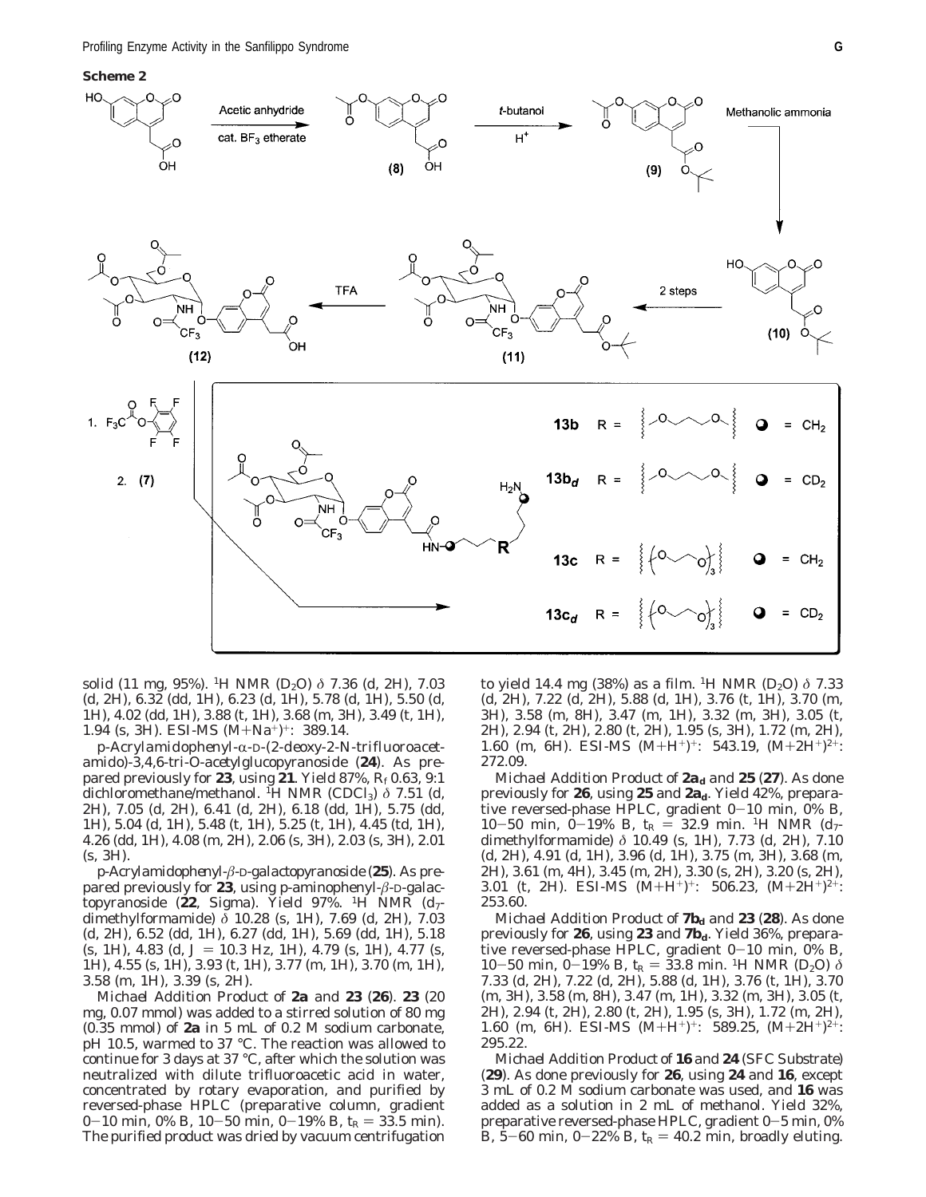**Scheme 2**

solid (11 mg, 95%). $^1$H NMR ($D_2O$) δ 7.36 (d, 2H), 7.03 (d, 2H), 6.32 (dd, 1H), 6.23 (d, 1H), 5.78 (d, 1H), 5.50 (d, 1H), 4.02 (dd, 1H), 3.88 (t, 1H), 3.68 (m, 3H), 3.49 (t, 1H), 1.94 (s, 3H). ESI-MS $(M+Na^+)^+$: 389.14.

*p-Acrylamidophenyl-α-D-(2-deoxy-2-N-trifluoroacetamido)-3,4,6-tri-O-acetylglucopyranoside* (**24**). As prepared previously for **23**, using **21**. Yield 87%, $R_f$ 0.63, 9:1 dichloromethane/methanol. $^1$H NMR ($CDCl_3$) δ 7.51 (d, 2H), 7.05 (d, 2H), 6.41 (d, 2H), 6.18 (dd, 1H), 5.75 (dd, 1H), 5.04 (d, 1H), 5.48 (t, 1H), 5.25 (t, 1H), 4.45 (td, 1H), 4.26 (dd, 1H), 4.08 (m, 2H), 2.06 (s, 3H), 2.03 (s, 3H), 2.01 (s, 3H).

*p-Acrylamidophenyl-β-D-galactopyranoside* (**25**). As prepared previously for **23**, using p-aminophenyl-β-D-galactopyranoside (**22**, Sigma). Yield 97%. $^1$H NMR ($d_7$-dimethylformamide) δ 10.28 (s, 1H), 7.69 (d, 2H), 7.03 (d, 2H), 6.52 (dd, 1H), 6.27 (dd, 1H), 5.69 (dd, 1H), 5.18 (s, 1H), 4.83 (d, $J$ = 10.3 Hz, 1H), 4.79 (s, 1H), 4.77 (s, 1H), 4.55 (s, 1H), 3.93 (t, 1H), 3.77 (m, 1H), 3.70 (m, 1H), 3.58 (m, 1H), 3.39 (s, 2H).

*Michael Addition Product of* **2a** *and* **23** (**26**). **23** (20 mg, 0.07 mmol) was added to a stirred solution of 80 mg (0.35 mmol) of **2a** in 5 mL of 0.2 M sodium carbonate, pH 10.5, warmed to 37 °C. The reaction was allowed to continue for 3 days at 37 °C, after which the solution was neutralized with dilute trifluoroacetic acid in water, concentrated by rotary evaporation, and purified by reversed-phase HPLC (preparative column, gradient 0–10 min, 0% B, 10–50 min, 0–19% B, $t_R$ = 33.5 min). The purified product was dried by vacuum centrifugation to yield 14.4 mg (38%) as a film. $^1$H NMR ($D_2O$) δ 7.33 (d, 2H), 7.22 (d, 2H), 5.88 (d, 1H), 3.76 (t, 1H), 3.70 (m, 3H), 3.58 (m, 8H), 3.47 (m, 1H), 3.32 (m, 3H), 3.05 (t, 2H), 2.94 (t, 2H), 2.80 (t, 2H), 1.95 (s, 3H), 1.72 (m, 2H), 1.60 (m, 6H). ESI-MS $(M+H^+)^+$: 543.19, $(M+2H^+)^{2+}$: 272.09.

*Michael Addition Product of* **2a$_d$** *and* **25** (**27**). As done previously for **26**, using **25** and **2a$_d$**. Yield 42%, preparative reversed-phase HPLC, gradient 0–10 min, 0% B, 10–50 min, 0–19% B, $t_R$ = 32.9 min. $^1$H NMR ($d_7$-dimethylformamide) δ 10.49 (s, 1H), 7.73 (d, 2H), 7.10 (d, 2H), 4.91 (d, 1H), 3.96 (d, 1H), 3.75 (m, 3H), 3.68 (m, 2H), 3.61 (m, 4H), 3.45 (m, 2H), 3.30 (s, 2H), 3.20 (s, 2H), 3.01 (t, 2H). ESI-MS $(M+H^+)^+$: 506.23, $(M+2H^+)^{2+}$: 253.60.

*Michael Addition Product of* **7b$_d$** *and* **23** (**28**). As done previously for **26**, using **23** and **7b$_d$**. Yield 36%, preparative reversed-phase HPLC, gradient 0–10 min, 0% B, 10–50 min, 0–19% B, $t_R$ = 33.8 min. $^1$H NMR ($D_2O$) δ 7.33 (d, 2H), 7.22 (d, 2H), 5.88 (d, 1H), 3.76 (t, 1H), 3.70 (m, 3H), 3.58 (m, 8H), 3.47 (m, 1H), 3.32 (m, 3H), 3.05 (t, 2H), 2.94 (t, 2H), 2.80 (t, 2H), 1.95 (s, 3H), 1.72 (m, 2H), 1.60 (m, 6H). ESI-MS $(M+H^+)^+$: 589.25, $(M+2H^+)^{2+}$: 295.22.

*Michael Addition Product of* **16** *and* **24** *(SFC Substrate)* (**29**). As done previously for **26**, using **24** and **16**, except 3 mL of 0.2 M sodium carbonate was used, and **16** was added as a solution in 2 mL of methanol. Yield 32%, preparative reversed-phase HPLC, gradient 0–5 min, 0% B, 5–60 min, 0–22% B, $t_R$ = 40.2 min, broadly eluting.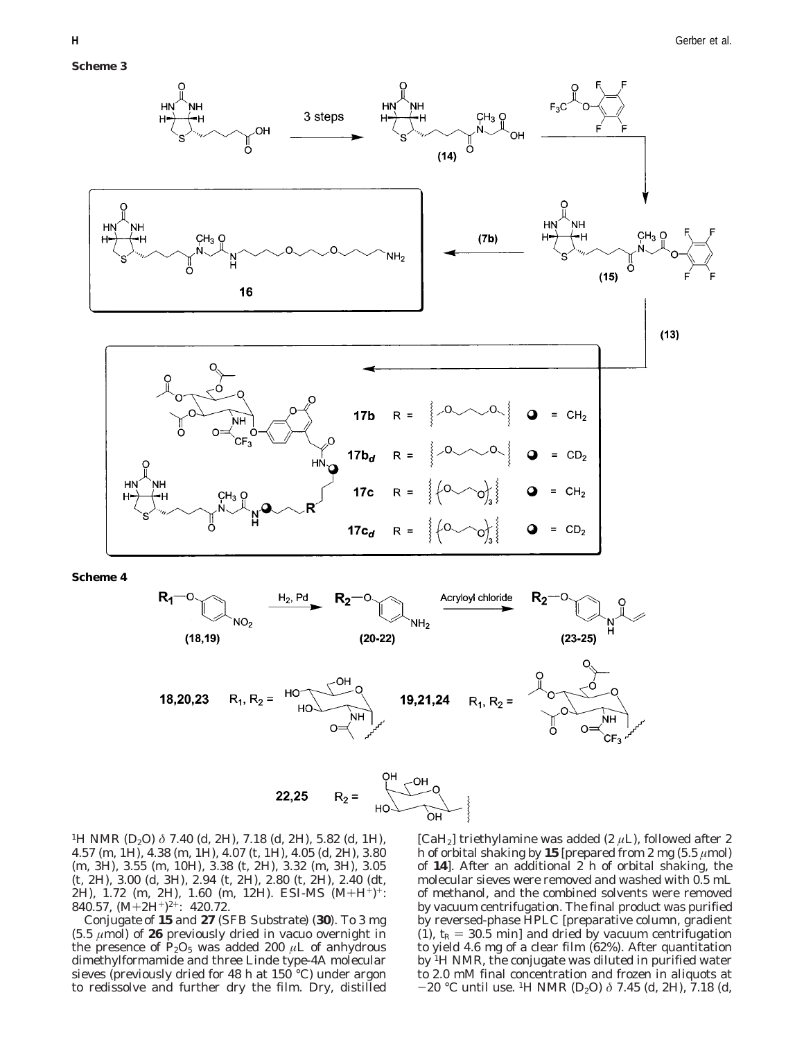**Scheme 3**

**Scheme 4**

$^1$H NMR ($D_2O$) δ 7.40 (d, 2H), 7.18 (d, 2H), 5.82 (d, 1H), 4.57 (m, 1H), 4.38 (m, 1H), 4.07 (t, 1H), 4.05 (d, 2H), 3.80 (m, 3H), 3.55 (m, 10H), 3.38 (t, 2H), 3.32 (m, 3H), 3.05 (t, 2H), 3.00 (d, 3H), 2.94 (t, 2H), 2.80 (t, 2H), 2.40 (dt, 2H), 1.72 (m, 2H), 1.60 (m, 12H). ESI-MS $(M+H^+)^+$: 840.57, $(M+2H^+)^{2+}$: 420.72.

Conjugate of **15** and **27** (SFB Substrate) (**30**). To 3 mg (5.5 μmol) of **26** previously dried in vacuo overnight in the presence of $P_2O_5$ was added 200 μL of anhydrous dimethylformamide and three Linde type-4A molecular sieves (previously dried for 48 h at 150 °C) under argon to redissolve and further dry the film. Dry, distilled [$CaH_2$] triethylamine was added (2 μL), followed after 2 h of orbital shaking by **15** [prepared from 2 mg (5.5 μmol) of **14**]. After an additional 2 h of orbital shaking, the molecular sieves were removed and washed with 0.5 mL of methanol, and the combined solvents were removed by vacuum centrifugation. The final product was purified by reversed-phase HPLC [preparative column, gradient (1), $t_R$ = 30.5 min] and dried by vacuum centrifugation to yield 4.6 mg of a clear film (62%). After quantitation by $^1$H NMR, the conjugate was diluted in purified water to 2.0 mM final concentration and frozen in aliquots at −20 °C until use. $^1$H NMR ($D_2O$) δ 7.45 (d, 2H), 7.18 (d,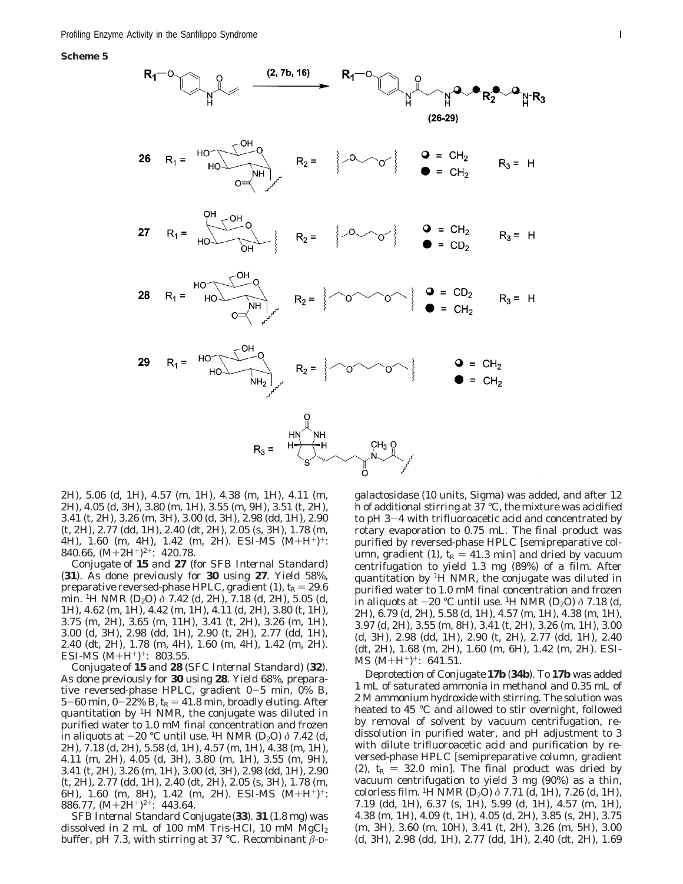**Scheme 5**

2H), 5.06 (d, 1H), 4.57 (m, 1H), 4.38 (m, 1H), 4.11 (m, 2H), 4.05 (d, 3H), 3.80 (m, 1H), 3.55 (m, 9H), 3.51 (t, 2H), 3.41 (t, 2H), 3.26 (m, 3H), 3.00 (d, 3H), 2.98 (dd, 1H), 2.90 (t, 2H), 2.77 (dd, 1H), 2.40 (dt, 2H), 2.05 (s, 3H), 1.78 (m, 4H), 1.60 (m, 4H), 1.42 (m, 2H). ESI-MS $(M+H^+)^+$: 840.66, $(M+2H^+)^{2+}$: 420.78.

*Conjugate of* **15** *and* **27** *(for SFB Internal Standard)* (**31**). As done previously for **30** using **27**. Yield 58%, preparative reversed-phase HPLC, gradient (1), $t_R$ = 29.6 min. $^1$H NMR ($D_2O$) $\delta$ 7.42 (d, 2H), 7.18 (d, 2H), 5.05 (d, 1H), 4.62 (m, 1H), 4.42 (m, 1H), 4.11 (d, 2H), 3.80 (t, 1H), 3.75 (m, 2H), 3.65 (m, 11H), 3.41 (t, 2H), 3.26 (m, 1H), 3.00 (d, 3H), 2.98 (dd, 1H), 2.90 (t, 2H), 2.77 (dd, 1H), 2.40 (dt, 2H), 1.78 (m, 4H), 1.60 (m, 4H), 1.42 (m, 2H). ESI-MS $(M+H^+)^+$: 803.55.

*Conjugate of* **15** *and* **28** *(SFC Internal Standard)* (**32**). As done previously for **30** using **28**. Yield 68%, preparative reversed-phase HPLC, gradient 0−5 min, 0% B, 5−60 min, 0−22% B, $t_R$ = 41.8 min, broadly eluting. After quantitation by $^1$H NMR, the conjugate was diluted in purified water to 1.0 mM final concentration and frozen in aliquots at −20 °C until use. $^1$H NMR ($D_2O$) $\delta$ 7.42 (d, 2H), 7.18 (d, 2H), 5.58 (d, 1H), 4.57 (m, 1H), 4.38 (m, 1H), 4.11 (m, 2H), 4.05 (d, 3H), 3.80 (m, 1H), 3.55 (m, 9H), 3.41 (t, 2H), 3.26 (m, 1H), 3.00 (d, 3H), 2.98 (dd, 1H), 2.90 (t, 2H), 2.77 (dd, 1H), 2.40 (dt, 2H), 2.05 (s, 3H), 1.78 (m, 6H), 1.60 (m, 8H), 1.42 (m, 2H). ESI-MS $(M+H^+)^+$: 886.77, $(M+2H^+)^{2+}$: 443.64.

*SFB Internal Standard Conjugate* (**33**). **31** (1.8 mg) was dissolved in 2 mL of 100 mM Tris-HCl, 10 mM $MgCl_2$ buffer, pH 7.3, with stirring at 37 °C. Recombinant $\beta$-D-galactosidase (10 units, Sigma) was added, and after 12 h of additional stirring at 37 °C, the mixture was acidified to pH 3−4 with trifluoroacetic acid and concentrated by rotary evaporation to 0.75 mL. The final product was purified by reversed-phase HPLC [semipreparative column, gradient (1), $t_R$ = 41.3 min] and dried by vacuum centrifugation to yield 1.3 mg (89%) of a film. After quantitation by $^1$H NMR, the conjugate was diluted in purified water to 1.0 mM final concentration and frozen in aliquots at −20 °C until use. $^1$H NMR ($D_2O$) $\delta$ 7.18 (d, 2H), 6.79 (d, 2H), 5.58 (d, 1H), 4.57 (m, 1H), 4.38 (m, 1H), 3.97 (d, 2H), 3.55 (m, 8H), 3.41 (t, 2H), 3.26 (m, 1H), 3.00 (d, 3H), 2.98 (dd, 1H), 2.90 (t, 2H), 2.77 (dd, 1H), 2.40 (dt, 2H), 1.68 (m, 2H), 1.60 (m, 6H), 1.42 (m, 2H). ESI-MS $(M+H^+)^+$: 641.51.

*Deprotection of Conjugate* **17b** (**34b**). To **17b** was added 1 mL of saturated ammonia in methanol and 0.35 mL of 2 M ammonium hydroxide with stirring. The solution was heated to 45 °C and allowed to stir overnight, followed by removal of solvent by vacuum centrifugation, redissolution in purified water, and pH adjustment to 3 with dilute trifluoroacetic acid and purification by reversed-phase HPLC [semipreparative column, gradient (2), $t_R$ = 32.0 min]. The final product was dried by vacuum centrifugation to yield 3 mg (90%) as a thin, colorless film. $^1$H NMR ($D_2O$) $\delta$ 7.71 (d, 1H), 7.26 (d, 1H), 7.19 (dd, 1H), 6.37 (s, 1H), 5.99 (d, 1H), 4.57 (m, 1H), 4.38 (m, 1H), 4.09 (t, 1H), 4.05 (d, 2H), 3.85 (s, 2H), 3.75 (m, 3H), 3.60 (m, 10H), 3.41 (t, 2H), 3.26 (m, 5H), 3.00 (d, 3H), 2.98 (dd, 1H), 2.77 (dd, 1H), 2.40 (dt, 2H), 1.69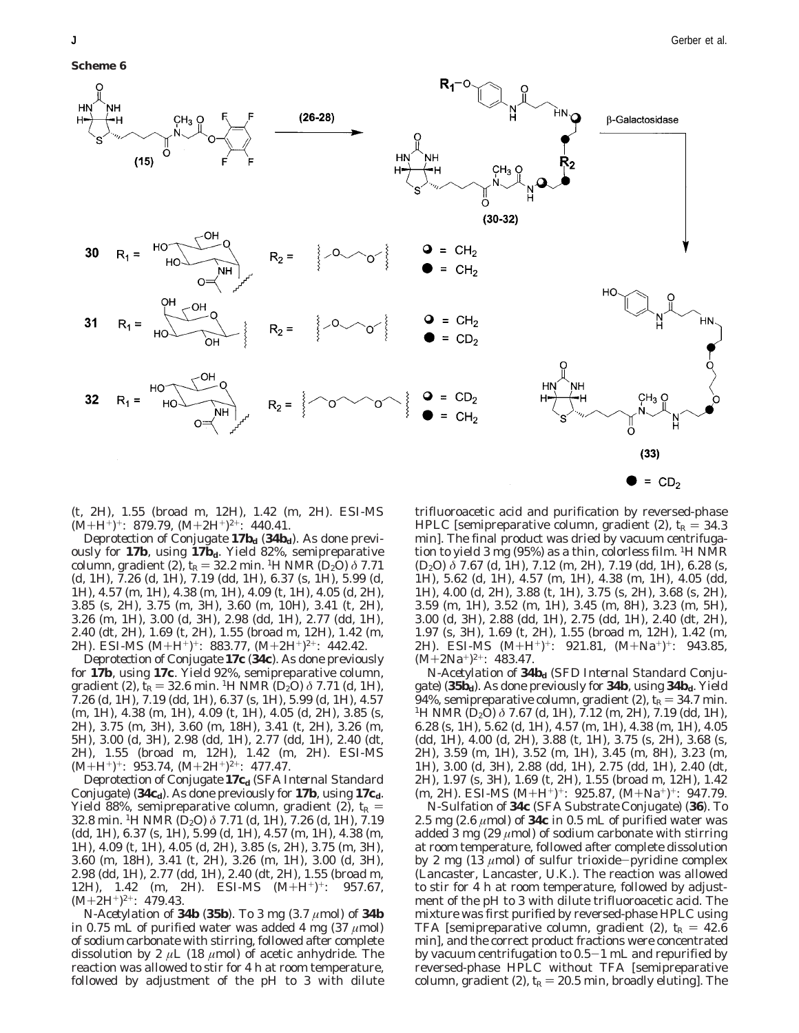**Scheme 6**

**30** $R_1$ = ; $R_2$ = ; ◑ = $CH_2$; ● = $CH_2$

**31** $R_1$ = ; $R_2$ = ; ◑ = $CH_2$; ● = $CD_2$

**32** $R_1$ = ; $R_2$ = ; ◑ = $CD_2$; ● = $CH_2$

(15) → (26-28) → (30-32) → β-Galactosidase → (33) ● = $CD_2$

(t, 2H), 1.55 (broad m, 12H), 1.42 (m, 2H). ESI-MS $(M+H^+)^+$: 879.79, $(M+2H^+)^{2+}$: 440.41.

*Deprotection of Conjugate* **17b$_d$** (**34b$_d$**). As done previously for **17b**, using **17b$_d$**. Yield 82%, semipreparative column, gradient (2), $t_R$ = 32.2 min. $^1$H NMR ($D_2O$) δ 7.71 (d, 1H), 7.26 (d, 1H), 7.19 (dd, 1H), 6.37 (s, 1H), 5.99 (d, 1H), 4.57 (m, 1H), 4.38 (m, 1H), 4.09 (t, 1H), 4.05 (d, 2H), 3.85 (s, 2H), 3.75 (m, 3H), 3.60 (m, 10H), 3.41 (t, 2H), 3.26 (m, 1H), 3.00 (d, 3H), 2.98 (dd, 1H), 2.77 (dd, 1H), 2.40 (dt, 2H), 1.69 (t, 2H), 1.55 (broad m, 12H), 1.42 (m, 2H). ESI-MS $(M+H^+)^+$: 883.77, $(M+2H^+)^{2+}$: 442.42.

*Deprotection of Conjugate* **17c** (**34c**). As done previously for **17b**, using **17c**. Yield 92%, semipreparative column, gradient (2), $t_R$ = 32.6 min. $^1$H NMR ($D_2O$) δ 7.71 (d, 1H), 7.26 (d, 1H), 7.19 (dd, 1H), 6.37 (s, 1H), 5.99 (d, 1H), 4.57 (m, 1H), 4.38 (m, 1H), 4.09 (t, 1H), 4.05 (d, 2H), 3.85 (s, 2H), 3.75 (m, 3H), 3.60 (m, 18H), 3.41 (t, 2H), 3.26 (m, 5H), 3.00 (d, 3H), 2.98 (dd, 1H), 2.77 (dd, 1H), 2.40 (dt, 2H), 1.55 (broad m, 12H), 1.42 (m, 2H). ESI-MS $(M+H^+)^+$: 953.74, $(M+2H^+)^{2+}$: 477.47.

*Deprotection of Conjugate* **17c$_d$** *(SFA Internal Standard Conjugate)* (**34c$_d$**). As done previously for **17b**, using **17c$_d$**. Yield 88%, semipreparative column, gradient (2), $t_R$ = 32.8 min. $^1$H NMR ($D_2O$) δ 7.71 (d, 1H), 7.26 (d, 1H), 7.19 (dd, 1H), 6.37 (s, 1H), 5.99 (d, 1H), 4.57 (m, 1H), 4.38 (m, 1H), 4.09 (t, 1H), 4.05 (d, 2H), 3.85 (s, 2H), 3.75 (m, 3H), 3.60 (m, 18H), 3.41 (t, 2H), 3.26 (m, 1H), 3.00 (d, 3H), 2.98 (dd, 1H), 2.77 (dd, 1H), 2.40 (dt, 2H), 1.55 (broad m, 12H), 1.42 (m, 2H). ESI-MS $(M+H^+)^+$: 957.67, $(M+2H^+)^{2+}$: 479.43.

*N-Acetylation of* **34b** (**35b**). To 3 mg (3.7 μmol) of **34b** in 0.75 mL of purified water was added 4 mg (37 μmol) of sodium carbonate with stirring, followed after complete dissolution by 2 μL (18 μmol) of acetic anhydride. The reaction was allowed to stir for 4 h at room temperature, followed by adjustment of the pH to 3 with dilute trifluoroacetic acid and purification by reversed-phase HPLC [semipreparative column, gradient (2), $t_R$ = 34.3 min]. The final product was dried by vacuum centrifugation to yield 3 mg (95%) as a thin, colorless film. $^1$H NMR ($D_2O$) δ 7.67 (d, 1H), 7.12 (m, 2H), 7.19 (dd, 1H), 6.28 (s, 1H), 5.62 (d, 1H), 4.57 (m, 1H), 4.38 (m, 1H), 4.05 (dd, 1H), 4.00 (d, 2H), 3.88 (t, 1H), 3.75 (s, 2H), 3.68 (s, 2H), 3.59 (m, 1H), 3.52 (m, 1H), 3.45 (m, 8H), 3.23 (m, 5H), 3.00 (d, 3H), 2.88 (dd, 1H), 2.75 (dd, 1H), 2.40 (dt, 2H), 1.97 (s, 3H), 1.69 (t, 2H), 1.55 (broad m, 12H), 1.42 (m, 2H). ESI-MS $(M+H^+)^+$: 921.81, $(M+Na^+)^+$: 943.85, $(M+2Na^+)^{2+}$: 483.47.

*N-Acetylation of* **34b$_d$** *(SFD Internal Standard Conjugate)* (**35b$_d$**). As done previously for **34b**, using **34b$_d$**. Yield 94%, semipreparative column, gradient (2), $t_R$ = 34.7 min. $^1$H NMR ($D_2O$) δ 7.67 (d, 1H), 7.12 (m, 2H), 7.19 (dd, 1H), 6.28 (s, 1H), 5.62 (d, 1H), 4.57 (m, 1H), 4.38 (m, 1H), 4.05 (dd, 1H), 4.00 (d, 2H), 3.88 (t, 1H), 3.75 (s, 2H), 3.68 (s, 2H), 3.59 (m, 1H), 3.52 (m, 1H), 3.45 (m, 8H), 3.23 (m, 1H), 3.00 (d, 3H), 2.88 (dd, 1H), 2.75 (dd, 1H), 2.40 (dt, 2H), 1.97 (s, 3H), 1.69 (t, 2H), 1.55 (broad m, 12H), 1.42 (m, 2H). ESI-MS $(M+H^+)^+$: 925.87, $(M+Na^+)^+$: 947.79.

*N-Sulfation of* **34c** *(SFA Substrate Conjugate)* (**36**). To 2.5 mg (2.6 μmol) of **34c** in 0.5 mL of purified water was added 3 mg (29 μmol) of sodium carbonate with stirring at room temperature, followed after complete dissolution by 2 mg (13 μmol) of sulfur trioxide–pyridine complex (Lancaster, Lancaster, U.K.). The reaction was allowed to stir for 4 h at room temperature, followed by adjustment of the pH to 3 with dilute trifluoroacetic acid. The mixture was first purified by reversed-phase HPLC using TFA [semipreparative column, gradient (2), $t_R$ = 42.6 min], and the correct product fractions were concentrated by vacuum centrifugation to 0.5–1 mL and repurified by reversed-phase HPLC without TFA [semipreparative column, gradient (2), $t_R$ = 20.5 min, broadly eluting]. The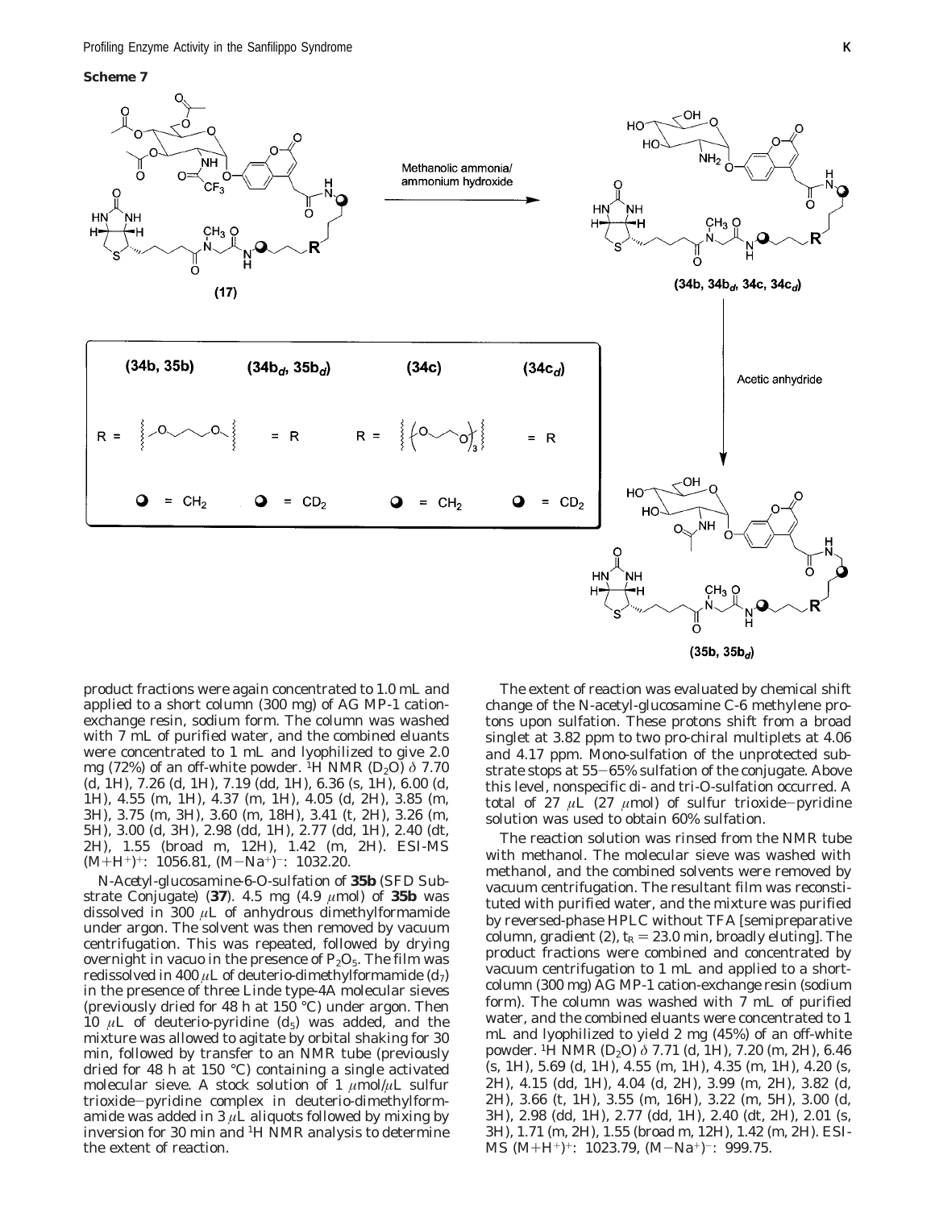**Scheme 7**

product fractions were again concentrated to 1.0 mL and applied to a short column (300 mg) of AG MP-1 cation-exchange resin, sodium form. The column was washed with 7 mL of purified water, and the combined eluants were concentrated to 1 mL and lyophilized to give 2.0 mg (72%) of an off-white powder. $^1$H NMR ($D_2O$) δ 7.70 (d, 1H), 7.26 (d, 1H), 7.19 (dd, 1H), 6.36 (s, 1H), 6.00 (d, 1H), 4.55 (m, 1H), 4.37 (m, 1H), 4.05 (d, 2H), 3.85 (m, 3H), 3.75 (m, 3H), 3.60 (m, 18H), 3.41 (t, 2H), 3.26 (m, 5H), 3.00 (d, 3H), 2.98 (dd, 1H), 2.77 (dd, 1H), 2.40 (dt, 2H), 1.55 (broad m, 12H), 1.42 (m, 2H). ESI-MS $(M+H^+)^+$: 1056.81, $(M-Na^+)^-$: 1032.20.

*N-Acetyl-glucosamine-6-O-sulfation of* **35b** *(SFD Substrate Conjugate)* (**37**). 4.5 mg (4.9 μmol) of **35b** was dissolved in 300 μL of anhydrous dimethylformamide under argon. The solvent was then removed by vacuum centrifugation. This was repeated, followed by drying overnight in vacuo in the presence of $P_2O_5$. The film was redissolved in 400 μL of deuterio-dimethylformamide ($d_7$) in the presence of three Linde type-4A molecular sieves (previously dried for 48 h at 150 °C) under argon. Then 10 μL of deuterio-pyridine ($d_5$) was added, and the mixture was allowed to agitate by orbital shaking for 30 min, followed by transfer to an NMR tube (previously dried for 48 h at 150 °C) containing a single activated molecular sieve. A stock solution of 1 μmol/μL sulfur trioxide−pyridine complex in deuterio-dimethylformamide was added in 3 μL aliquots followed by mixing by inversion for 30 min and $^1$H NMR analysis to determine the extent of reaction.

The extent of reaction was evaluated by chemical shift change of the N-acetyl-glucosamine C-6 methylene protons upon sulfation. These protons shift from a broad singlet at 3.82 ppm to two pro-chiral multiplets at 4.06 and 4.17 ppm. Mono-sulfation of the unprotected substrate stops at 55−65% sulfation of the conjugate. Above this level, nonspecific di- and tri-O-sulfation occurred. A total of 27 μL (27 μmol) of sulfur trioxide−pyridine solution was used to obtain 60% sulfation.

The reaction solution was rinsed from the NMR tube with methanol. The molecular sieve was washed with methanol, and the combined solvents were removed by vacuum centrifugation. The resultant film was reconstituted with purified water, and the mixture was purified by reversed-phase HPLC without TFA [semipreparative column, gradient (2), $t_R$ = 23.0 min, broadly eluting]. The product fractions were combined and concentrated by vacuum centrifugation to 1 mL and applied to a short-column (300 mg) AG MP-1 cation-exchange resin (sodium form). The column was washed with 7 mL of purified water, and the combined eluants were concentrated to 1 mL and lyophilized to yield 2 mg (45%) of an off-white powder. $^1$H NMR ($D_2O$) δ 7.71 (d, 1H), 7.20 (m, 2H), 6.46 (s, 1H), 5.69 (d, 1H), 4.55 (m, 1H), 4.35 (m, 1H), 4.20 (s, 2H), 4.15 (dd, 1H), 4.04 (d, 2H), 3.99 (m, 2H), 3.82 (d, 2H), 3.66 (t, 1H), 3.55 (m, 16H), 3.22 (m, 5H), 3.00 (d, 3H), 2.98 (dd, 1H), 2.77 (dd, 1H), 2.40 (dt, 2H), 2.01 (s, 3H), 1.71 (m, 2H), 1.55 (broad m, 12H), 1.42 (m, 2H). ESI-MS $(M+H^+)^+$: 1023.79, $(M-Na^+)^-$: 999.75.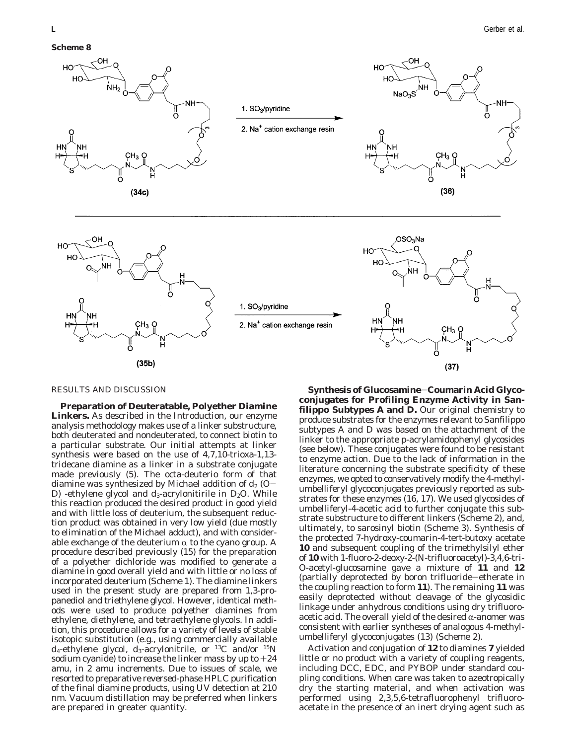**Scheme 8**

## RESULTS AND DISCUSSION

**Preparation of Deuteratable, Polyether Diamine Linkers.** As described in the Introduction, our enzyme analysis methodology makes use of a linker substructure, both deuterated and nondeuterated, to connect biotin to a particular substrate. Our initial attempts at linker synthesis were based on the use of 4,7,10-trioxa-1,13-tridecane diamine as a linker in a substrate conjugate made previously (5). The octa-deuterio form of that diamine was synthesized by Michael addition of $d_2$ (O$-$D) -ethylene glycol and $d_3$-acrylonitirile in $D_2O$. While this reaction produced the desired product in good yield and with little loss of deuterium, the subsequent reduction product was obtained in very low yield (due mostly to elimination of the Michael adduct), and with considerable exchange of the deuterium $\alpha$ to the cyano group. A procedure described previously (15) for the preparation of a polyether dichloride was modified to generate a diamine in good overall yield and with little or no loss of incorporated deuterium (Scheme 1). The diamine linkers used in the present study are prepared from 1,3-propanediol and triethylene glycol. However, identical methods were used to produce polyether diamines from ethylene, diethylene, and tetraethylene glycols. In addition, this procedure allows for a variety of levels of stable isotopic substitution (e.g., using commercially available $d_4$-ethylene glycol, $d_3$-acrylonitrile, or $^{13}C$ and/or $^{15}N$ sodium cyanide) to increase the linker mass by up to +24 amu, in 2 amu increments. Due to issues of scale, we resorted to preparative reversed-phase HPLC purification of the final diamine products, using UV detection at 210 nm. Vacuum distillation may be preferred when linkers are prepared in greater quantity.

**Synthesis of Glucosamine−Coumarin Acid Glycoconjugates for Profiling Enzyme Activity in Sanfilippo Subtypes A and D.** Our original chemistry to produce substrates for the enzymes relevant to Sanfilippo subtypes A and D was based on the attachment of the linker to the appropriate p-acrylamidophenyl glycosides (see below). These conjugates were found to be resistant to enzyme action. Due to the lack of information in the literature concerning the substrate specificity of these enzymes, we opted to conservatively modify the 4-methylumbelliferyl glycoconjugates previously reported as substrates for these enzymes (16, 17). We used glycosides of umbelliferyl-4-acetic acid to further conjugate this substrate substructure to different linkers (Scheme 2), and, ultimately, to sarosinyl biotin (Scheme 3). Synthesis of the protected 7-hydroxy-coumarin-4-*tert*-butoxy acetate **10** and subsequent coupling of the trimethylsilyl ether of **10** with 1-fluoro-2-deoxy-2-(N-trifluoroacetyl)-3,4,6-tri-O-acetyl-glucosamine gave a mixture of **11** and **12** (partially deprotected by boron trifluoride−etherate in the coupling reaction to form **11**). The remaining **11** was easily deprotected without cleavage of the glycosidic linkage under anhydrous conditions using dry trifluoroacetic acid. The overall yield of the desired $\alpha$-anomer was consistent with earlier syntheses of analogous 4-methylumbelliferyl glycoconjugates (13) (Scheme 2).

Activation and conjugation of **12** to diamines **7** yielded little or no product with a variety of coupling reagents, including DCC, EDC, and PYBOP under standard coupling conditions. When care was taken to azeotropically dry the starting material, and when activation was performed using 2,3,5,6-tetrafluorophenyl trifluoroacetate in the presence of an inert drying agent such as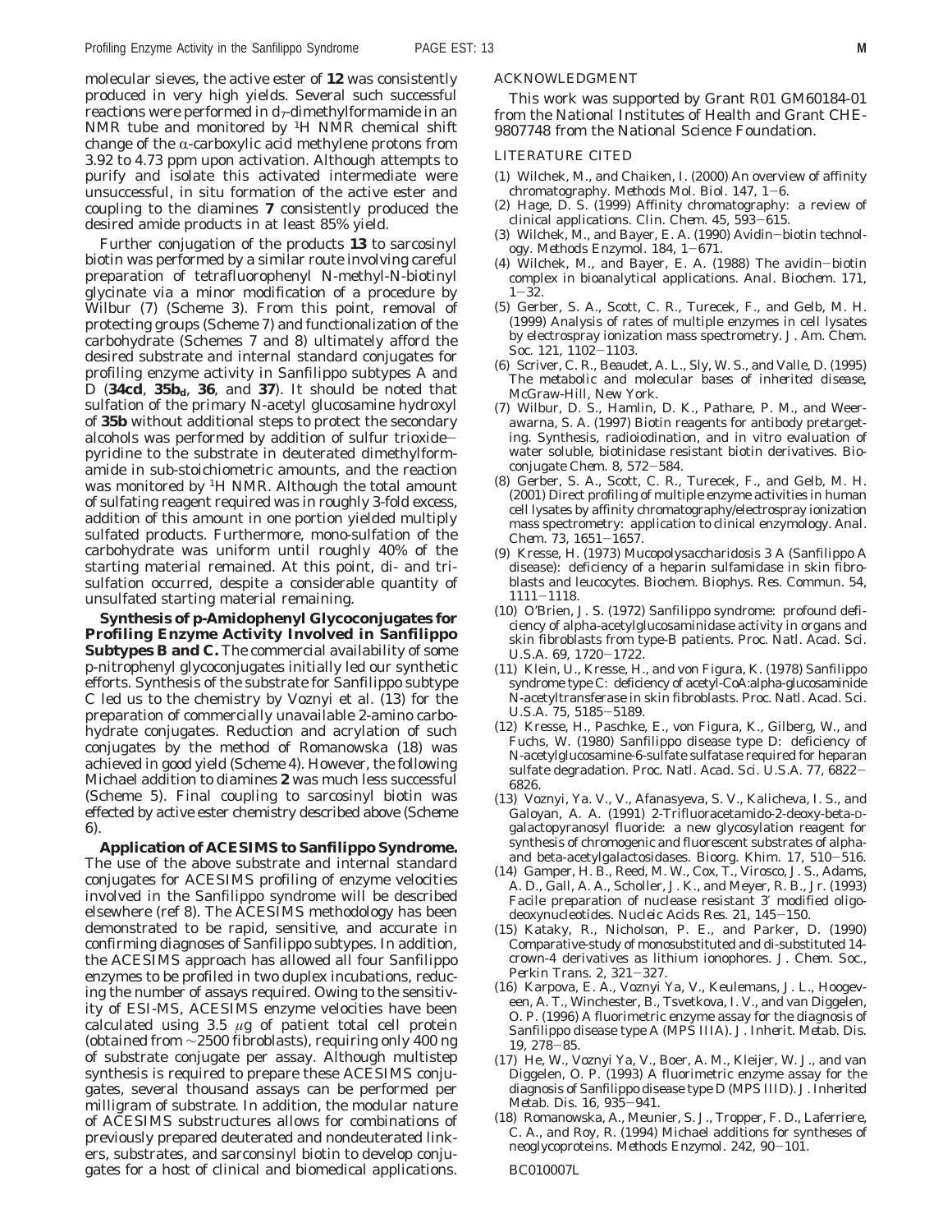molecular sieves, the active ester of **12** was consistently produced in very high yields. Several such successful reactions were performed in $d_7$-dimethylformamide in an NMR tube and monitored by $^1$H NMR chemical shift change of the α-carboxylic acid methylene protons from 3.92 to 4.73 ppm upon activation. Although attempts to purify and isolate this activated intermediate were unsuccessful, in situ formation of the active ester and coupling to the diamines **7** consistently produced the desired amide products in at least 85% yield.

Further conjugation of the products **13** to sarcosinyl biotin was performed by a similar route involving careful preparation of tetrafluorophenyl N-methyl-N-biotinyl glycinate via a minor modification of a procedure by Wilbur (7) (Scheme 3). From this point, removal of protecting groups (Scheme 7) and functionalization of the carbohydrate (Schemes 7 and 8) ultimately afford the desired substrate and internal standard conjugates for profiling enzyme activity in Sanfilippo subtypes A and D (**34cd**, **35b**$_d$, **36**, and **37**). It should be noted that sulfation of the primary N-acetyl glucosamine hydroxyl of **35b** without additional steps to protect the secondary alcohols was performed by addition of sulfur trioxide–pyridine to the substrate in deuterated dimethylformamide in sub-stoichiometric amounts, and the reaction was monitored by $^1$H NMR. Although the total amount of sulfating reagent required was in roughly 3-fold excess, addition of this amount in one portion yielded multiply sulfated products. Furthermore, mono-sulfation of the carbohydrate was uniform until roughly 40% of the starting material remained. At this point, di- and tri-sulfation occurred, despite a considerable quantity of unsulfated starting material remaining.

**Synthesis of p-Amidophenyl Glycoconjugates for Profiling Enzyme Activity Involved in Sanfilippo Subtypes B and C.** The commercial availability of some p-nitrophenyl glycoconjugates initially led our synthetic efforts. Synthesis of the substrate for Sanfilippo subtype C led us to the chemistry by Voznyi et al. (13) for the preparation of commercially unavailable 2-amino carbohydrate conjugates. Reduction and acrylation of such conjugates by the method of Romanowska (18) was achieved in good yield (Scheme 4). However, the following Michael addition to diamines **2** was much less successful (Scheme 5). Final coupling to sarcosinyl biotin was effected by active ester chemistry described above (Scheme 6).

**Application of ACESIMS to Sanfilippo Syndrome.** The use of the above substrate and internal standard conjugates for ACESIMS profiling of enzyme velocities involved in the Sanfilippo syndrome will be described elsewhere (ref 8). The ACESIMS methodology has been demonstrated to be rapid, sensitive, and accurate in confirming diagnoses of Sanfilippo subtypes. In addition, the ACESIMS approach has allowed all four Sanfilippo enzymes to be profiled in two duplex incubations, reducing the number of assays required. Owing to the sensitivity of ESI-MS, ACESIMS enzyme velocities have been calculated using 3.5 μg of patient total cell protein (obtained from ~2500 fibroblasts), requiring only 400 ng of substrate conjugate per assay. Although multistep synthesis is required to prepare these ACESIMS conjugates, several thousand assays can be performed per milligram of substrate. In addition, the modular nature of ACESIMS substructures allows for combinations of previously prepared deuterated and nondeuterated linkers, substrates, and sarconsinyl biotin to develop conjugates for a host of clinical and biomedical applications.

## ACKNOWLEDGMENT

This work was supported by Grant R01 GM60184-01 from the National Institutes of Health and Grant CHE-9807748 from the National Science Foundation.

## LITERATURE CITED

(1) Wilchek, M., and Chaiken, I. (2000) An overview of affinity chromatography. *Methods Mol. Biol. 147*, 1–6.

(2) Hage, D. S. (1999) Affinity chromatography: a review of clinical applications. *Clin. Chem. 45*, 593–615.

(3) Wilchek, M., and Bayer, E. A. (1990) Avidin–biotin technology. *Methods Enzymol. 184*, 1–671.

(4) Wilchek, M., and Bayer, E. A. (1988) The avidin–biotin complex in bioanalytical applications. *Anal. Biochem. 171*, 1–32.

(5) Gerber, S. A., Scott, C. R., Turecek, F., and Gelb, M. H. (1999) Analysis of rates of multiple enzymes in cell lysates by electrospray ionization mass spectrometry. *J. Am. Chem. Soc. 121*, 1102–1103.

(6) Scriver, C. R., Beaudet, A. L., Sly, W. S., and Valle, D. (1995) *The metabolic and molecular bases of inherited disease*, McGraw-Hill, New York.

(7) Wilbur, D. S., Hamlin, D. K., Pathare, P. M., and Weerawarna, S. A. (1997) Biotin reagents for antibody pretargeting. Synthesis, radioiodination, and in vitro evaluation of water soluble, biotinidase resistant biotin derivatives. *Bioconjugate Chem. 8*, 572–584.

(8) Gerber, S. A., Scott, C. R., Turecek, F., and Gelb, M. H. (2001) Direct profiling of multiple enzyme activities in human cell lysates by affinity chromatography/electrospray ionization mass spectrometry: application to clinical enzymology. *Anal. Chem. 73*, 1651–1657.

(9) Kresse, H. (1973) Mucopolysaccharidosis 3 A (Sanfilippo A disease): deficiency of a heparin sulfamidase in skin fibroblasts and leucocytes. *Biochem. Biophys. Res. Commun. 54*, 1111–1118.

(10) O'Brien, J. S. (1972) Sanfilippo syndrome: profound deficiency of alpha-acetylglucosaminidase activity in organs and skin fibroblasts from type-B patients. *Proc. Natl. Acad. Sci. U.S.A. 69*, 1720–1722.

(11) Klein, U., Kresse, H., and von Figura, K. (1978) Sanfilippo syndrome type C: deficiency of acetyl-CoA:alpha-glucosaminide N-acetyltransferase in skin fibroblasts. *Proc. Natl. Acad. Sci. U.S.A. 75*, 5185–5189.

(12) Kresse, H., Paschke, E., von Figura, K., Gilberg, W., and Fuchs, W. (1980) Sanfilippo disease type D: deficiency of N-acetylglucosamine-6-sulfate sulfatase required for heparan sulfate degradation. *Proc. Natl. Acad. Sci. U.S.A. 77*, 6822–6826.

(13) Voznyi, Ya. V., V., Afanasyeva, S. V., Kalicheva, I. S., and Galoyan, A. A. (1991) 2-Trifluoracetamido-2-deoxy-beta-D-galactopyranosyl fluoride: a new glycosylation reagent for synthesis of chromogenic and fluorescent substrates of alpha- and beta-acetylgalactosidases. *Bioorg. Khim. 17*, 510–516.

(14) Gamper, H. B., Reed, M. W., Cox, T., Virosco, J. S., Adams, A. D., Gall, A. A., Scholler, J. K., and Meyer, R. B., Jr. (1993) Facile preparation of nuclease resistant 3′ modified oligodeoxynucleotides. *Nucleic Acids Res. 21*, 145–150.

(15) Kataky, R., Nicholson, P. E., and Parker, D. (1990) Comparative-study of monosubstituted and di-substituted 14-crown-4 derivatives as lithium ionophores. *J. Chem. Soc., Perkin Trans. 2*, 321–327.

(16) Karpova, E. A., Voznyi Ya, V., Keulemans, J. L., Hoogeveen, A. T., Winchester, B., Tsvetkova, I. V., and van Diggelen, O. P. (1996) A fluorimetric enzyme assay for the diagnosis of Sanfilippo disease type A (MPS IIIA). *J. Inherit. Metab. Dis. 19*, 278–85.

(17) He, W., Voznyi Ya, V., Boer, A. M., Kleijer, W. J., and van Diggelen, O. P. (1993) A fluorimetric enzyme assay for the diagnosis of Sanfilippo disease type D (MPS IIID). *J. Inherited Metab. Dis. 16*, 935–941.

(18) Romanowska, A., Meunier, S. J., Tropper, F. D., Laferriere, C. A., and Roy, R. (1994) Michael additions for syntheses of neoglycoproteins. *Methods Enzymol. 242*, 90–101.

BC010007L